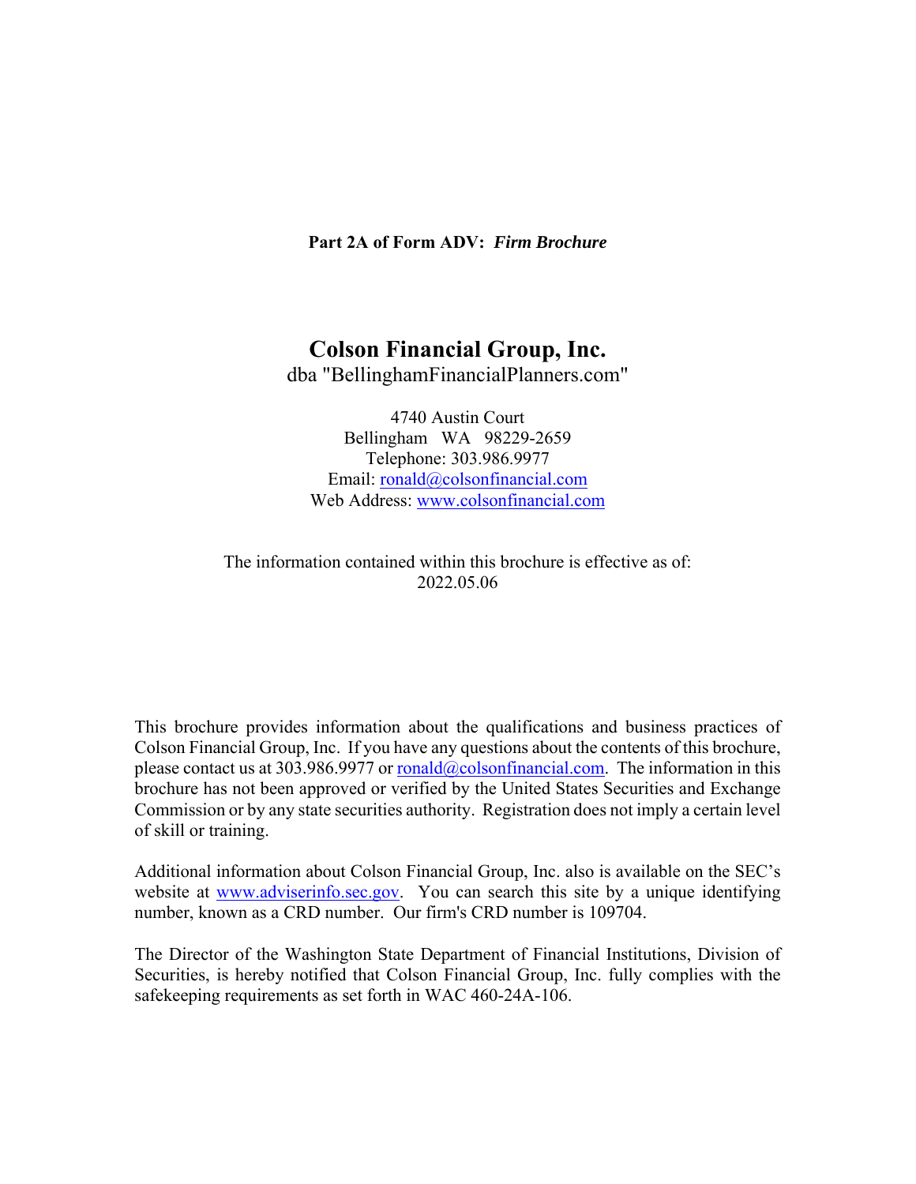**Part 2A of Form ADV:** ***Firm Brochure***

# Colson Financial Group, Inc.

dba "BellinghamFinancialPlanners.com"

4740 Austin Court
Bellingham WA 98229-2659
Telephone: 303.986.9977
Email: ronald@colsonfinancial.com
Web Address: www.colsonfinancial.com

The information contained within this brochure is effective as of:
2022.05.06

This brochure provides information about the qualifications and business practices of Colson Financial Group, Inc. If you have any questions about the contents of this brochure, please contact us at 303.986.9977 or ronald@colsonfinancial.com. The information in this brochure has not been approved or verified by the United States Securities and Exchange Commission or by any state securities authority. Registration does not imply a certain level of skill or training.

Additional information about Colson Financial Group, Inc. also is available on the SEC's website at www.adviserinfo.sec.gov. You can search this site by a unique identifying number, known as a CRD number. Our firm's CRD number is 109704.

The Director of the Washington State Department of Financial Institutions, Division of Securities, is hereby notified that Colson Financial Group, Inc. fully complies with the safekeeping requirements as set forth in WAC 460-24A-106.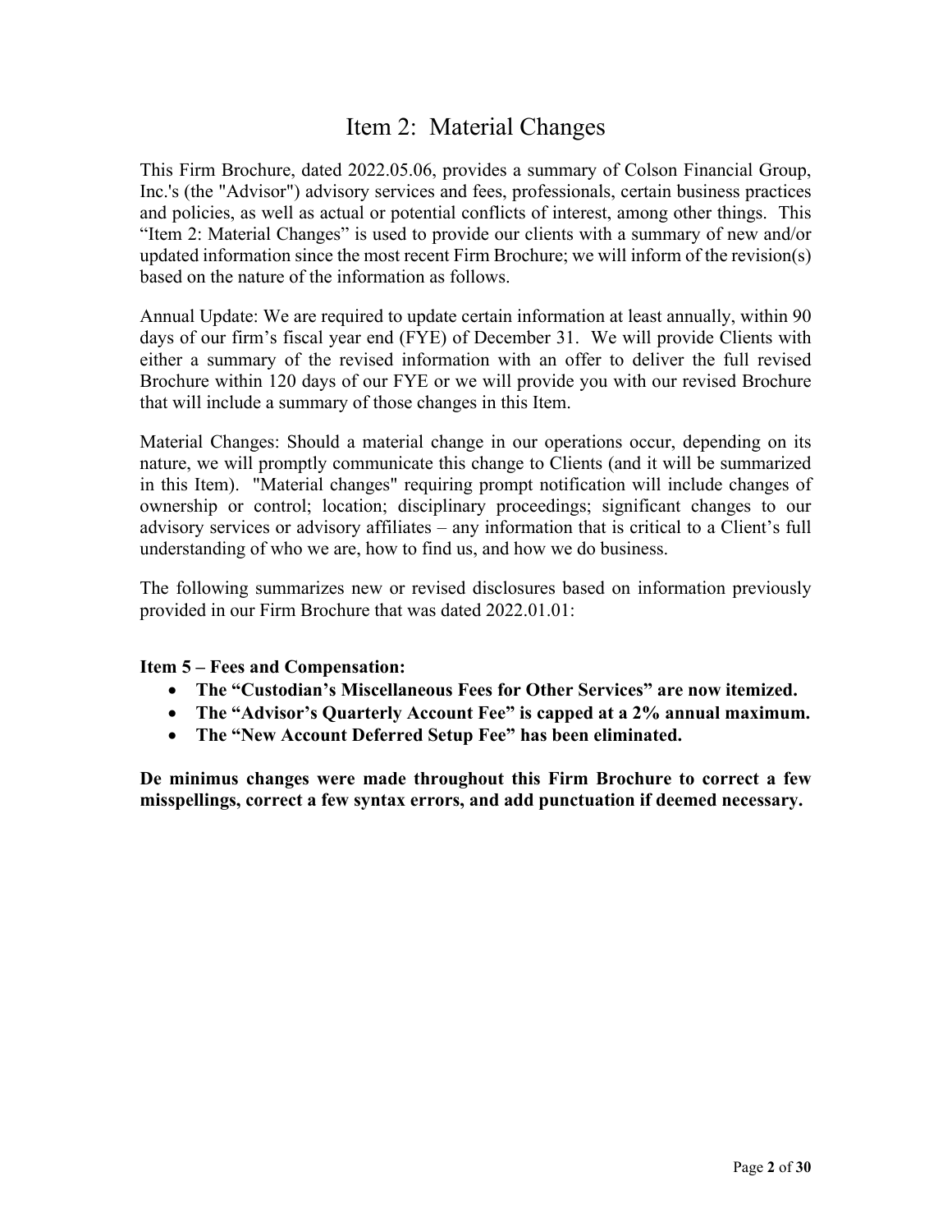# Item 2: Material Changes

This Firm Brochure, dated 2022.05.06, provides a summary of Colson Financial Group, Inc.'s (the "Advisor") advisory services and fees, professionals, certain business practices and policies, as well as actual or potential conflicts of interest, among other things. This "Item 2: Material Changes" is used to provide our clients with a summary of new and/or updated information since the most recent Firm Brochure; we will inform of the revision(s) based on the nature of the information as follows.

Annual Update: We are required to update certain information at least annually, within 90 days of our firm's fiscal year end (FYE) of December 31. We will provide Clients with either a summary of the revised information with an offer to deliver the full revised Brochure within 120 days of our FYE or we will provide you with our revised Brochure that will include a summary of those changes in this Item.

Material Changes: Should a material change in our operations occur, depending on its nature, we will promptly communicate this change to Clients (and it will be summarized in this Item). "Material changes" requiring prompt notification will include changes of ownership or control; location; disciplinary proceedings; significant changes to our advisory services or advisory affiliates – any information that is critical to a Client's full understanding of who we are, how to find us, and how we do business.

The following summarizes new or revised disclosures based on information previously provided in our Firm Brochure that was dated 2022.01.01:

**Item 5 – Fees and Compensation:**

- **The "Custodian's Miscellaneous Fees for Other Services" are now itemized.**
- **The "Advisor's Quarterly Account Fee" is capped at a 2% annual maximum.**
- **The "New Account Deferred Setup Fee" has been eliminated.**

**De minimus changes were made throughout this Firm Brochure to correct a few misspellings, correct a few syntax errors, and add punctuation if deemed necessary.**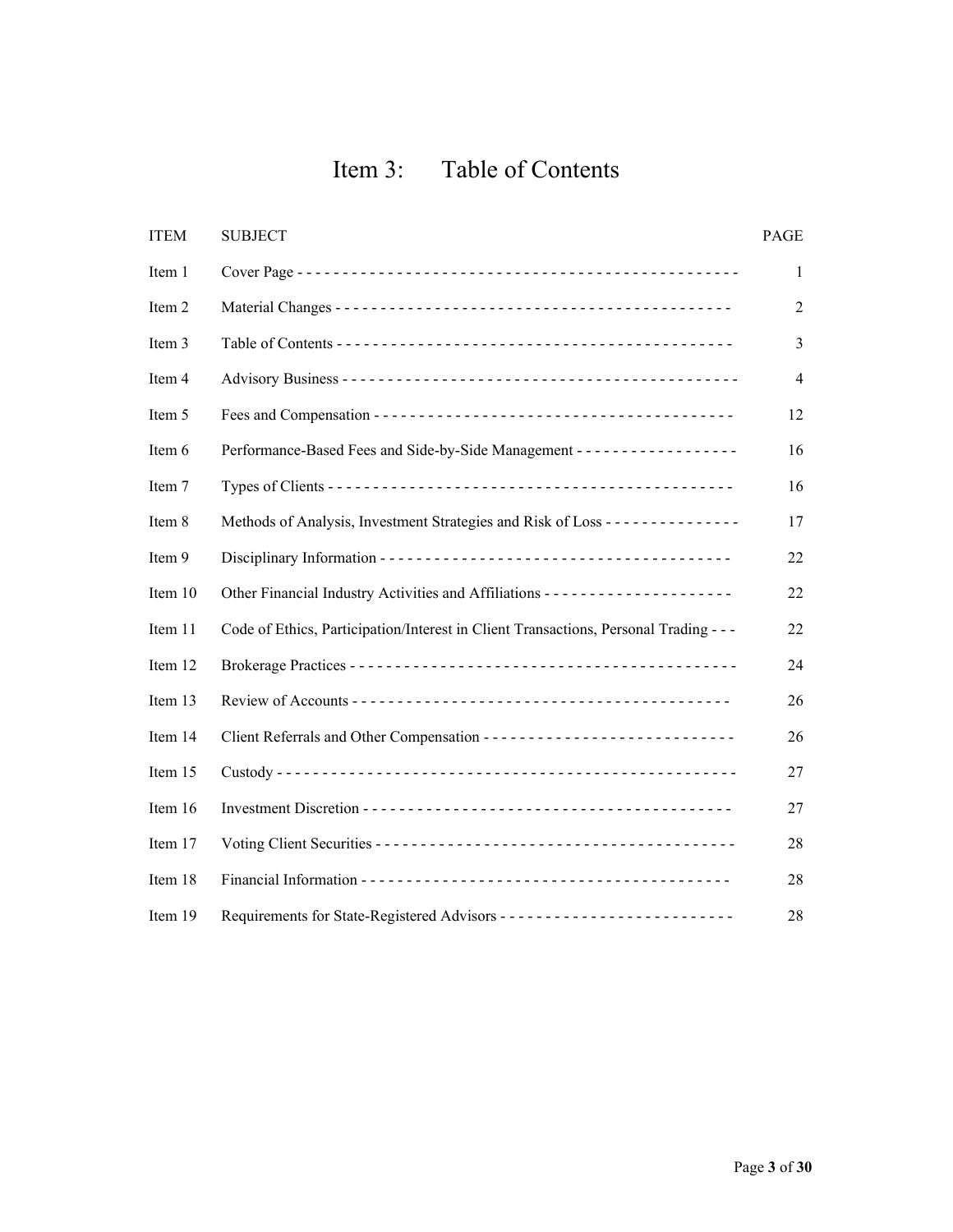# Item 3: Table of Contents

| ITEM | SUBJECT | PAGE |
|---|---|---|
| Item 1 | Cover Page | 1 |
| Item 2 | Material Changes | 2 |
| Item 3 | Table of Contents | 3 |
| Item 4 | Advisory Business | 4 |
| Item 5 | Fees and Compensation | 12 |
| Item 6 | Performance-Based Fees and Side-by-Side Management | 16 |
| Item 7 | Types of Clients | 16 |
| Item 8 | Methods of Analysis, Investment Strategies and Risk of Loss | 17 |
| Item 9 | Disciplinary Information | 22 |
| Item 10 | Other Financial Industry Activities and Affiliations | 22 |
| Item 11 | Code of Ethics, Participation/Interest in Client Transactions, Personal Trading | 22 |
| Item 12 | Brokerage Practices | 24 |
| Item 13 | Review of Accounts | 26 |
| Item 14 | Client Referrals and Other Compensation | 26 |
| Item 15 | Custody | 27 |
| Item 16 | Investment Discretion | 27 |
| Item 17 | Voting Client Securities | 28 |
| Item 18 | Financial Information | 28 |
| Item 19 | Requirements for State-Registered Advisors | 28 |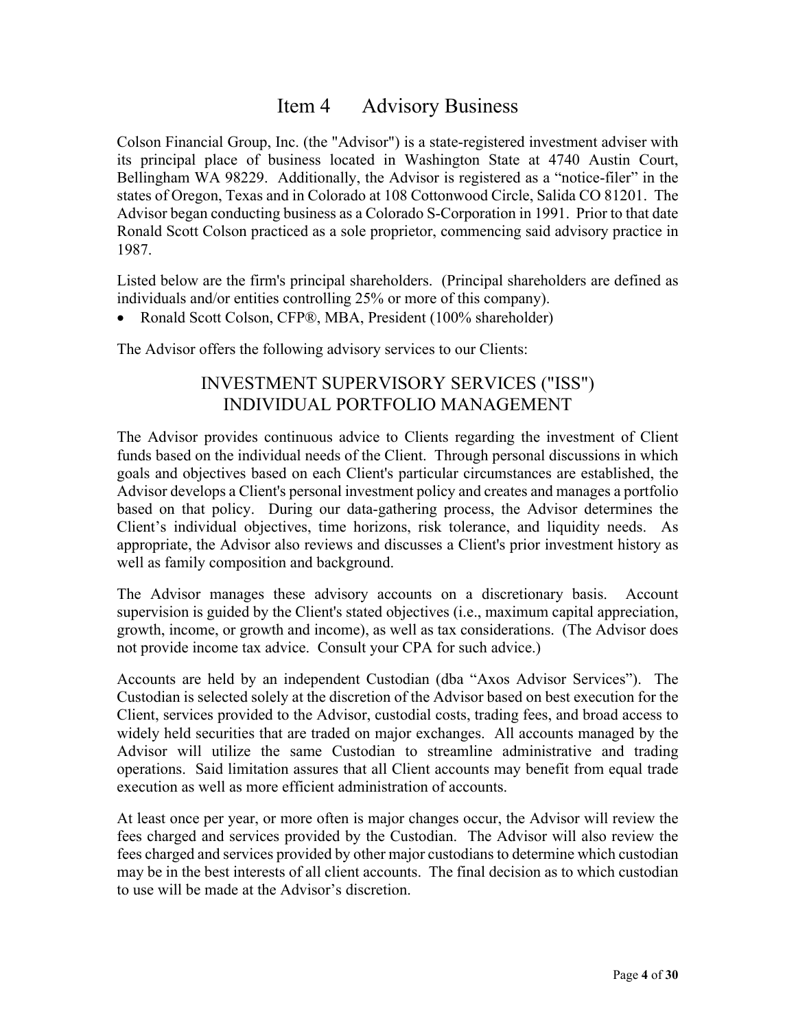# Item 4 Advisory Business

Colson Financial Group, Inc. (the "Advisor") is a state-registered investment adviser with its principal place of business located in Washington State at 4740 Austin Court, Bellingham WA 98229. Additionally, the Advisor is registered as a "notice-filer" in the states of Oregon, Texas and in Colorado at 108 Cottonwood Circle, Salida CO 81201. The Advisor began conducting business as a Colorado S-Corporation in 1991. Prior to that date Ronald Scott Colson practiced as a sole proprietor, commencing said advisory practice in 1987.

Listed below are the firm's principal shareholders. (Principal shareholders are defined as individuals and/or entities controlling 25% or more of this company).

- Ronald Scott Colson, CFP®, MBA, President (100% shareholder)

The Advisor offers the following advisory services to our Clients:

## INVESTMENT SUPERVISORY SERVICES ("ISS") INDIVIDUAL PORTFOLIO MANAGEMENT

The Advisor provides continuous advice to Clients regarding the investment of Client funds based on the individual needs of the Client. Through personal discussions in which goals and objectives based on each Client's particular circumstances are established, the Advisor develops a Client's personal investment policy and creates and manages a portfolio based on that policy. During our data-gathering process, the Advisor determines the Client's individual objectives, time horizons, risk tolerance, and liquidity needs. As appropriate, the Advisor also reviews and discusses a Client's prior investment history as well as family composition and background.

The Advisor manages these advisory accounts on a discretionary basis. Account supervision is guided by the Client's stated objectives (i.e., maximum capital appreciation, growth, income, or growth and income), as well as tax considerations. (The Advisor does not provide income tax advice. Consult your CPA for such advice.)

Accounts are held by an independent Custodian (dba "Axos Advisor Services"). The Custodian is selected solely at the discretion of the Advisor based on best execution for the Client, services provided to the Advisor, custodial costs, trading fees, and broad access to widely held securities that are traded on major exchanges. All accounts managed by the Advisor will utilize the same Custodian to streamline administrative and trading operations. Said limitation assures that all Client accounts may benefit from equal trade execution as well as more efficient administration of accounts.

At least once per year, or more often is major changes occur, the Advisor will review the fees charged and services provided by the Custodian. The Advisor will also review the fees charged and services provided by other major custodians to determine which custodian may be in the best interests of all client accounts. The final decision as to which custodian to use will be made at the Advisor's discretion.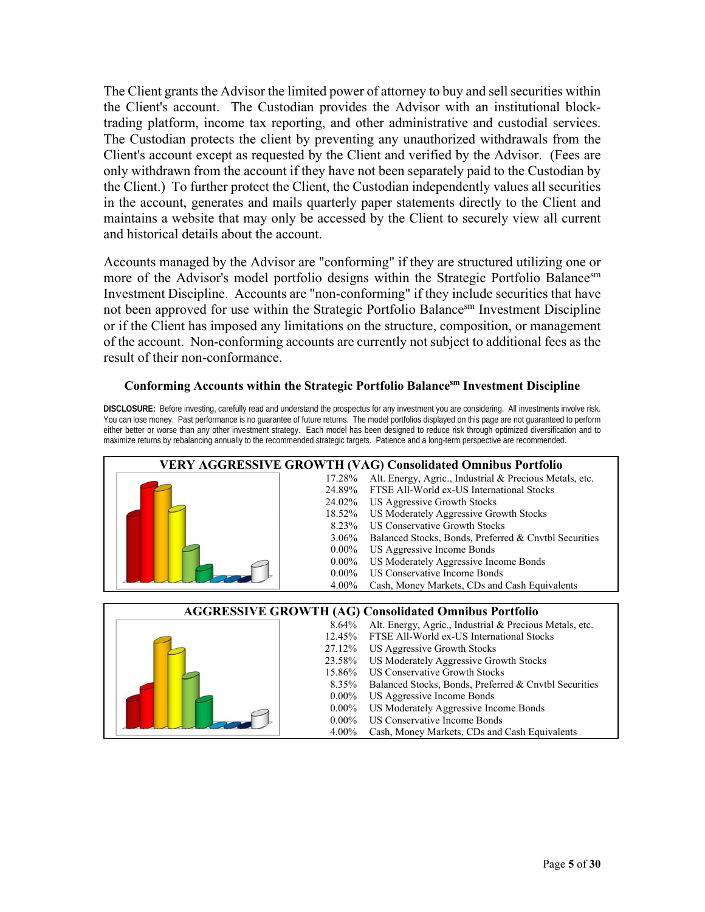The Client grants the Advisor the limited power of attorney to buy and sell securities within the Client's account. The Custodian provides the Advisor with an institutional block-trading platform, income tax reporting, and other administrative and custodial services. The Custodian protects the client by preventing any unauthorized withdrawals from the Client's account except as requested by the Client and verified by the Advisor. (Fees are only withdrawn from the account if they have not been separately paid to the Custodian by the Client.) To further protect the Client, the Custodian independently values all securities in the account, generates and mails quarterly paper statements directly to the Client and maintains a website that may only be accessed by the Client to securely view all current and historical details about the account.

Accounts managed by the Advisor are "conforming" if they are structured utilizing one or more of the Advisor's model portfolio designs within the Strategic Portfolio Balance[sm] Investment Discipline. Accounts are "non-conforming" if they include securities that have not been approved for use within the Strategic Portfolio Balance[sm] Investment Discipline or if the Client has imposed any limitations on the structure, composition, or management of the account. Non-conforming accounts are currently not subject to additional fees as the result of their non-conformance.

### Conforming Accounts within the Strategic Portfolio Balance[sm] Investment Discipline

**DISCLOSURE:** Before investing, carefully read and understand the prospectus for any investment you are considering. All investments involve risk. You can lose money. Past performance is no guarantee of future returns. The model portfolios displayed on this page are not guaranteed to perform either better or worse than any other investment strategy. Each model has been designed to reduce risk through optimized diversification and to maximize returns by rebalancing annually to the recommended strategic targets. Patience and a long-term perspective are recommended.

**VERY AGGRESSIVE GROWTH (VAG) Consolidated Omnibus Portfolio**

| Allocation | Asset Class |
|---|---|
| 17.28% | Alt. Energy, Agric., Industrial & Precious Metals, etc. |
| 24.89% | FTSE All-World ex-US International Stocks |
| 24.02% | US Aggressive Growth Stocks |
| 18.52% | US Moderately Aggressive Growth Stocks |
| 8.23% | US Conservative Growth Stocks |
| 3.06% | Balanced Stocks, Bonds, Preferred & Cnvtbl Securities |
| 0.00% | US Aggressive Income Bonds |
| 0.00% | US Moderately Aggressive Income Bonds |
| 0.00% | US Conservative Income Bonds |
| 4.00% | Cash, Money Markets, CDs and Cash Equivalents |

**AGGRESSIVE GROWTH (AG) Consolidated Omnibus Portfolio**

| Allocation | Asset Class |
|---|---|
| 8.64% | Alt. Energy, Agric., Industrial & Precious Metals, etc. |
| 12.45% | FTSE All-World ex-US International Stocks |
| 27.12% | US Aggressive Growth Stocks |
| 23.58% | US Moderately Aggressive Growth Stocks |
| 15.86% | US Conservative Growth Stocks |
| 8.35% | Balanced Stocks, Bonds, Preferred & Cnvtbl Securities |
| 0.00% | US Aggressive Income Bonds |
| 0.00% | US Moderately Aggressive Income Bonds |
| 0.00% | US Conservative Income Bonds |
| 4.00% | Cash, Money Markets, CDs and Cash Equivalents |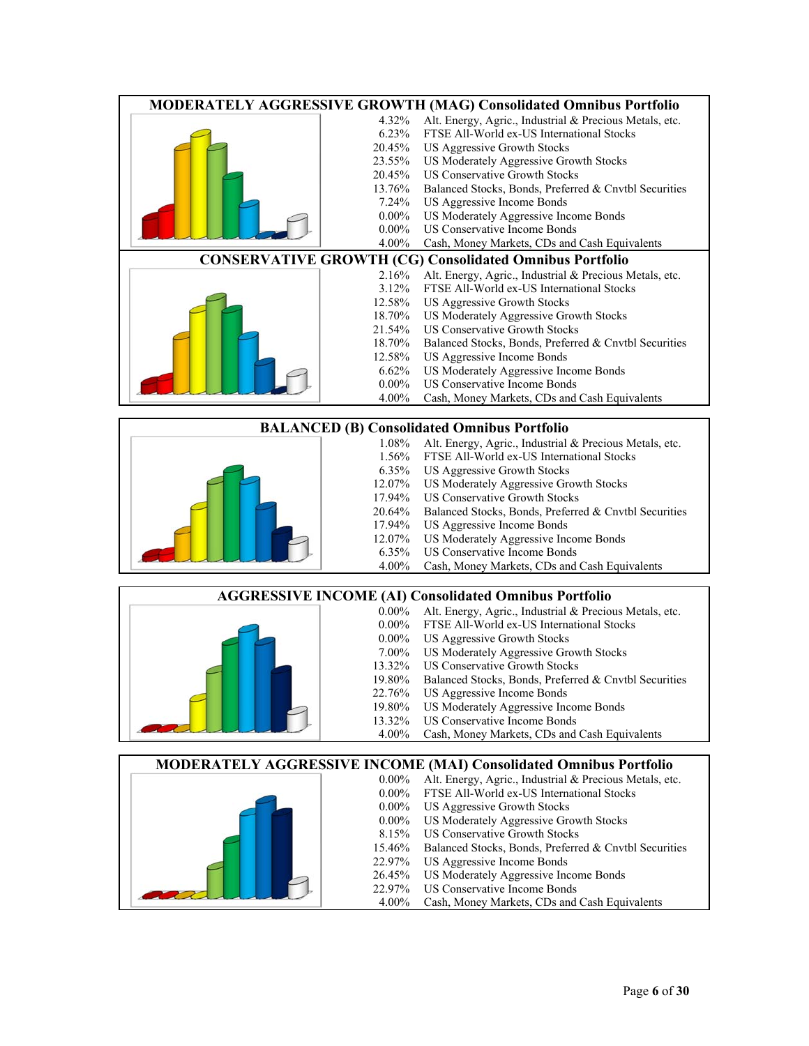## MODERATELY AGGRESSIVE GROWTH (MAG) Consolidated Omnibus Portfolio

| Allocation | Asset Class |
|---|---|
| 4.32% | Alt. Energy, Agric., Industrial & Precious Metals, etc. |
| 6.23% | FTSE All-World ex-US International Stocks |
| 20.45% | US Aggressive Growth Stocks |
| 23.55% | US Moderately Aggressive Growth Stocks |
| 20.45% | US Conservative Growth Stocks |
| 13.76% | Balanced Stocks, Bonds, Preferred & Cnvtbl Securities |
| 7.24% | US Aggressive Income Bonds |
| 0.00% | US Moderately Aggressive Income Bonds |
| 0.00% | US Conservative Income Bonds |
| 4.00% | Cash, Money Markets, CDs and Cash Equivalents |

## CONSERVATIVE GROWTH (CG) Consolidated Omnibus Portfolio

| Allocation | Asset Class |
|---|---|
| 2.16% | Alt. Energy, Agric., Industrial & Precious Metals, etc. |
| 3.12% | FTSE All-World ex-US International Stocks |
| 12.58% | US Aggressive Growth Stocks |
| 18.70% | US Moderately Aggressive Growth Stocks |
| 21.54% | US Conservative Growth Stocks |
| 18.70% | Balanced Stocks, Bonds, Preferred & Cnvtbl Securities |
| 12.58% | US Aggressive Income Bonds |
| 6.62% | US Moderately Aggressive Income Bonds |
| 0.00% | US Conservative Income Bonds |
| 4.00% | Cash, Money Markets, CDs and Cash Equivalents |

## BALANCED (B) Consolidated Omnibus Portfolio

| Allocation | Asset Class |
|---|---|
| 1.08% | Alt. Energy, Agric., Industrial & Precious Metals, etc. |
| 1.56% | FTSE All-World ex-US International Stocks |
| 6.35% | US Aggressive Growth Stocks |
| 12.07% | US Moderately Aggressive Growth Stocks |
| 17.94% | US Conservative Growth Stocks |
| 20.64% | Balanced Stocks, Bonds, Preferred & Cnvtbl Securities |
| 17.94% | US Aggressive Income Bonds |
| 12.07% | US Moderately Aggressive Income Bonds |
| 6.35% | US Conservative Income Bonds |
| 4.00% | Cash, Money Markets, CDs and Cash Equivalents |

## AGGRESSIVE INCOME (AI) Consolidated Omnibus Portfolio

| Allocation | Asset Class |
|---|---|
| 0.00% | Alt. Energy, Agric., Industrial & Precious Metals, etc. |
| 0.00% | FTSE All-World ex-US International Stocks |
| 0.00% | US Aggressive Growth Stocks |
| 7.00% | US Moderately Aggressive Growth Stocks |
| 13.32% | US Conservative Growth Stocks |
| 19.80% | Balanced Stocks, Bonds, Preferred & Cnvtbl Securities |
| 22.76% | US Aggressive Income Bonds |
| 19.80% | US Moderately Aggressive Income Bonds |
| 13.32% | US Conservative Income Bonds |
| 4.00% | Cash, Money Markets, CDs and Cash Equivalents |

## MODERATELY AGGRESSIVE INCOME (MAI) Consolidated Omnibus Portfolio

| Allocation | Asset Class |
|---|---|
| 0.00% | Alt. Energy, Agric., Industrial & Precious Metals, etc. |
| 0.00% | FTSE All-World ex-US International Stocks |
| 0.00% | US Aggressive Growth Stocks |
| 0.00% | US Moderately Aggressive Growth Stocks |
| 8.15% | US Conservative Growth Stocks |
| 15.46% | Balanced Stocks, Bonds, Preferred & Cnvtbl Securities |
| 22.97% | US Aggressive Income Bonds |
| 26.45% | US Moderately Aggressive Income Bonds |
| 22.97% | US Conservative Income Bonds |
| 4.00% | Cash, Money Markets, CDs and Cash Equivalents |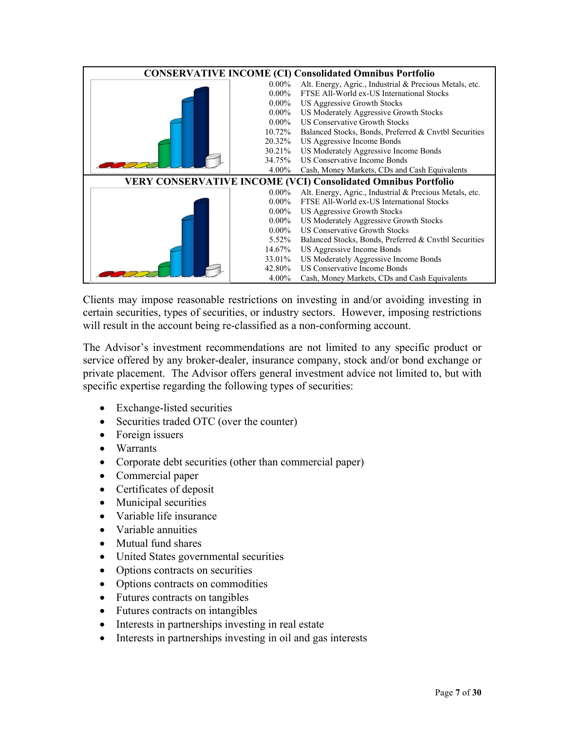**CONSERVATIVE INCOME (CI) Consolidated Omnibus Portfolio**

| Allocation | Asset Class |
|---|---|
| 0.00% | Alt. Energy, Agric., Industrial & Precious Metals, etc. |
| 0.00% | FTSE All-World ex-US International Stocks |
| 0.00% | US Aggressive Growth Stocks |
| 0.00% | US Moderately Aggressive Growth Stocks |
| 0.00% | US Conservative Growth Stocks |
| 10.72% | Balanced Stocks, Bonds, Preferred & Cnvtbl Securities |
| 20.32% | US Aggressive Income Bonds |
| 30.21% | US Moderately Aggressive Income Bonds |
| 34.75% | US Conservative Income Bonds |
| 4.00% | Cash, Money Markets, CDs and Cash Equivalents |

**VERY CONSERVATIVE INCOME (VCI) Consolidated Omnibus Portfolio**

| Allocation | Asset Class |
|---|---|
| 0.00% | Alt. Energy, Agric., Industrial & Precious Metals, etc. |
| 0.00% | FTSE All-World ex-US International Stocks |
| 0.00% | US Aggressive Growth Stocks |
| 0.00% | US Moderately Aggressive Growth Stocks |
| 0.00% | US Conservative Growth Stocks |
| 5.52% | Balanced Stocks, Bonds, Preferred & Cnvtbl Securities |
| 14.67% | US Aggressive Income Bonds |
| 33.01% | US Moderately Aggressive Income Bonds |
| 42.80% | US Conservative Income Bonds |
| 4.00% | Cash, Money Markets, CDs and Cash Equivalents |

Clients may impose reasonable restrictions on investing in and/or avoiding investing in certain securities, types of securities, or industry sectors. However, imposing restrictions will result in the account being re-classified as a non-conforming account.

The Advisor's investment recommendations are not limited to any specific product or service offered by any broker-dealer, insurance company, stock and/or bond exchange or private placement. The Advisor offers general investment advice not limited to, but with specific expertise regarding the following types of securities:

- Exchange-listed securities
- Securities traded OTC (over the counter)
- Foreign issuers
- Warrants
- Corporate debt securities (other than commercial paper)
- Commercial paper
- Certificates of deposit
- Municipal securities
- Variable life insurance
- Variable annuities
- Mutual fund shares
- United States governmental securities
- Options contracts on securities
- Options contracts on commodities
- Futures contracts on tangibles
- Futures contracts on intangibles
- Interests in partnerships investing in real estate
- Interests in partnerships investing in oil and gas interests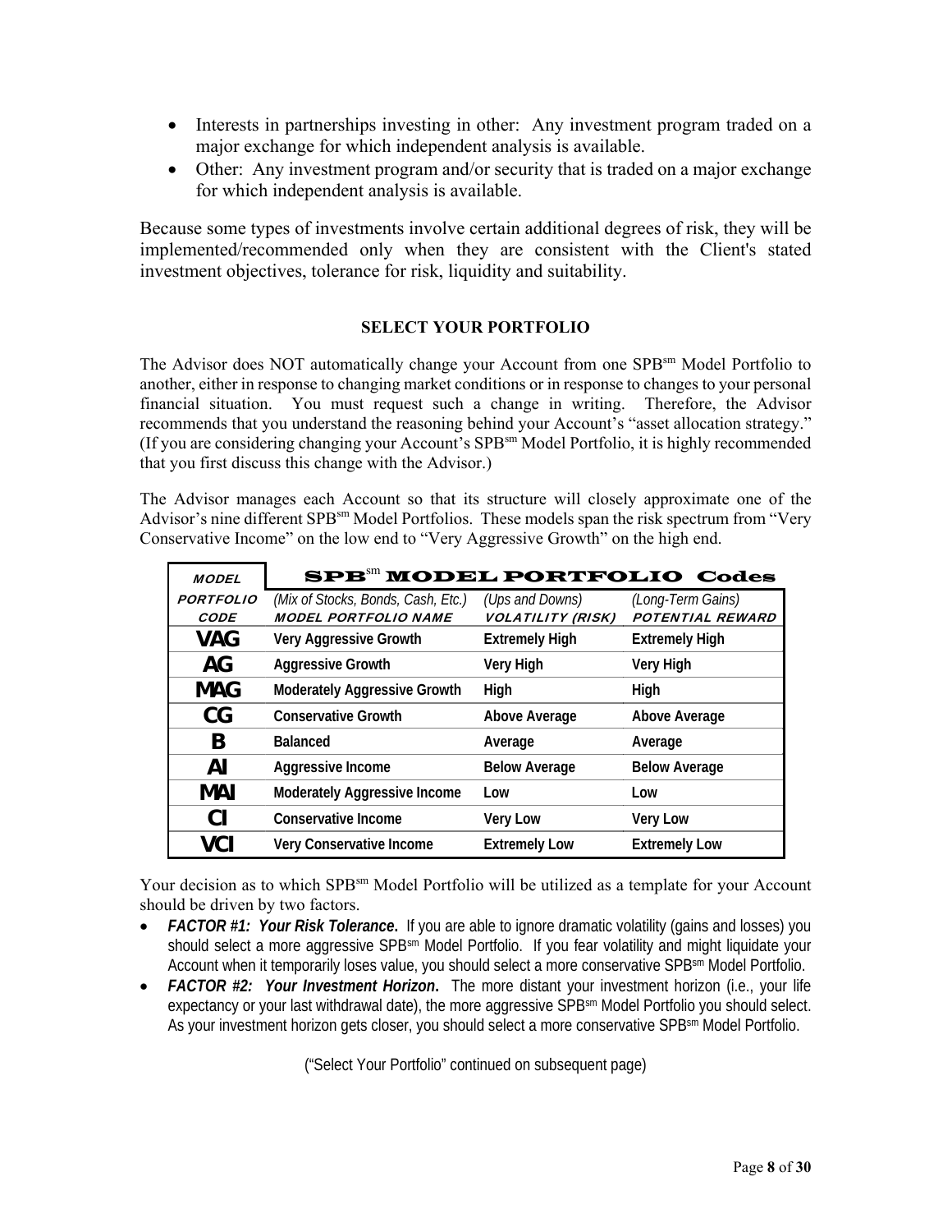- Interests in partnerships investing in other: Any investment program traded on a major exchange for which independent analysis is available.
- Other: Any investment program and/or security that is traded on a major exchange for which independent analysis is available.

Because some types of investments involve certain additional degrees of risk, they will be implemented/recommended only when they are consistent with the Client's stated investment objectives, tolerance for risk, liquidity and suitability.

## SELECT YOUR PORTFOLIO

The Advisor does NOT automatically change your Account from one SPB[sm] Model Portfolio to another, either in response to changing market conditions or in response to changes to your personal financial situation. You must request such a change in writing. Therefore, the Advisor recommends that you understand the reasoning behind your Account's "asset allocation strategy." (If you are considering changing your Account's SPB[sm] Model Portfolio, it is highly recommended that you first discuss this change with the Advisor.)

The Advisor manages each Account so that its structure will closely approximate one of the Advisor's nine different SPB[sm] Model Portfolios. These models span the risk spectrum from "Very Conservative Income" on the low end to "Very Aggressive Growth" on the high end.

| MODEL | SPB[sm] MODEL PORTFOLIO Codes | | |
|---|---|---|---|
| PORTFOLIO CODE | *(Mix of Stocks, Bonds, Cash, Etc.)* MODEL PORTFOLIO NAME | *(Ups and Downs)* VOLATILITY (RISK) | *(Long-Term Gains)* POTENTIAL REWARD |
| **VAG** | Very Aggressive Growth | Extremely High | Extremely High |
| **AG** | Aggressive Growth | Very High | Very High |
| **MAG** | Moderately Aggressive Growth | High | High |
| **CG** | Conservative Growth | Above Average | Above Average |
| **B** | Balanced | Average | Average |
| **AI** | Aggressive Income | Below Average | Below Average |
| **MAI** | Moderately Aggressive Income | Low | Low |
| **CI** | Conservative Income | Very Low | Very Low |
| **VCI** | Very Conservative Income | Extremely Low | Extremely Low |

Your decision as to which SPB[sm] Model Portfolio will be utilized as a template for your Account should be driven by two factors.

- ***FACTOR #1: Your Risk Tolerance.*** If you are able to ignore dramatic volatility (gains and losses) you should select a more aggressive SPB[sm] Model Portfolio. If you fear volatility and might liquidate your Account when it temporarily loses value, you should select a more conservative SPB[sm] Model Portfolio.
- ***FACTOR #2: Your Investment Horizon.*** The more distant your investment horizon (i.e., your life expectancy or your last withdrawal date), the more aggressive SPB[sm] Model Portfolio you should select. As your investment horizon gets closer, you should select a more conservative SPB[sm] Model Portfolio.

("Select Your Portfolio" continued on subsequent page)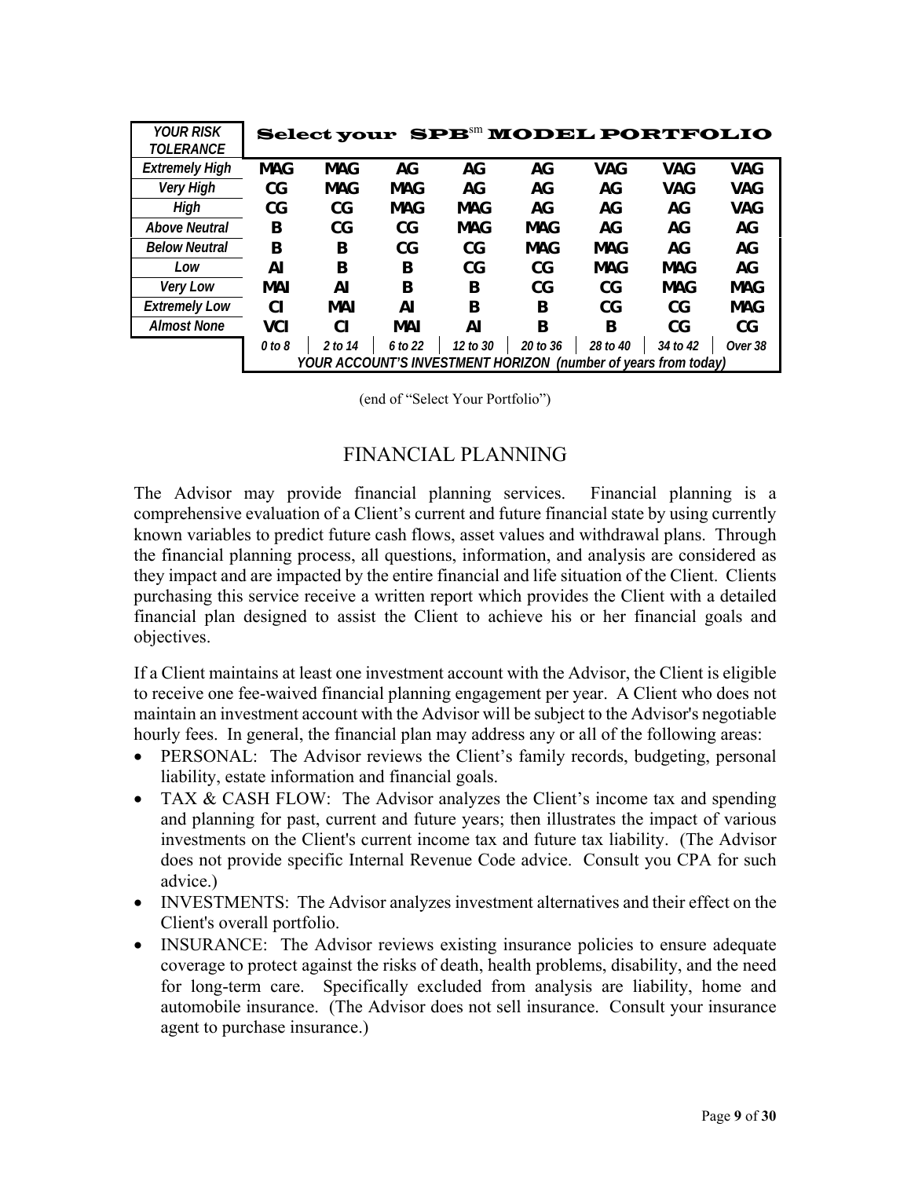| YOUR RISK TOLERANCE | Select your SPB<sup>sm</sup> MODEL PORTFOLIO | | | | | | | |
|---|---|---|---|---|---|---|---|---|
| Extremely High | MAG | MAG | AG | AG | AG | VAG | VAG | VAG |
| Very High | CG | MAG | MAG | AG | AG | AG | VAG | VAG |
| High | CG | CG | MAG | MAG | AG | AG | AG | VAG |
| Above Neutral | B | CG | CG | MAG | MAG | AG | AG | AG |
| Below Neutral | B | B | CG | CG | MAG | MAG | AG | AG |
| Low | AI | B | B | CG | CG | MAG | MAG | AG |
| Very Low | MAI | AI | B | B | CG | CG | MAG | MAG |
| Extremely Low | CI | MAI | AI | B | B | CG | CG | MAG |
| Almost None | VCI | CI | MAI | AI | B | B | CG | CG |
| | 0 to 8 | 2 to 14 | 6 to 22 | 12 to 30 | 20 to 36 | 28 to 40 | 34 to 42 | Over 38 |
| | YOUR ACCOUNT'S INVESTMENT HORIZON (number of years from today) | | | | | | | |

(end of "Select Your Portfolio")

## FINANCIAL PLANNING

The Advisor may provide financial planning services. Financial planning is a comprehensive evaluation of a Client's current and future financial state by using currently known variables to predict future cash flows, asset values and withdrawal plans. Through the financial planning process, all questions, information, and analysis are considered as they impact and are impacted by the entire financial and life situation of the Client. Clients purchasing this service receive a written report which provides the Client with a detailed financial plan designed to assist the Client to achieve his or her financial goals and objectives.

If a Client maintains at least one investment account with the Advisor, the Client is eligible to receive one fee-waived financial planning engagement per year. A Client who does not maintain an investment account with the Advisor will be subject to the Advisor's negotiable hourly fees. In general, the financial plan may address any or all of the following areas:

- PERSONAL: The Advisor reviews the Client's family records, budgeting, personal liability, estate information and financial goals.
- TAX & CASH FLOW: The Advisor analyzes the Client's income tax and spending and planning for past, current and future years; then illustrates the impact of various investments on the Client's current income tax and future tax liability. (The Advisor does not provide specific Internal Revenue Code advice. Consult you CPA for such advice.)
- INVESTMENTS: The Advisor analyzes investment alternatives and their effect on the Client's overall portfolio.
- INSURANCE: The Advisor reviews existing insurance policies to ensure adequate coverage to protect against the risks of death, health problems, disability, and the need for long-term care. Specifically excluded from analysis are liability, home and automobile insurance. (The Advisor does not sell insurance. Consult your insurance agent to purchase insurance.)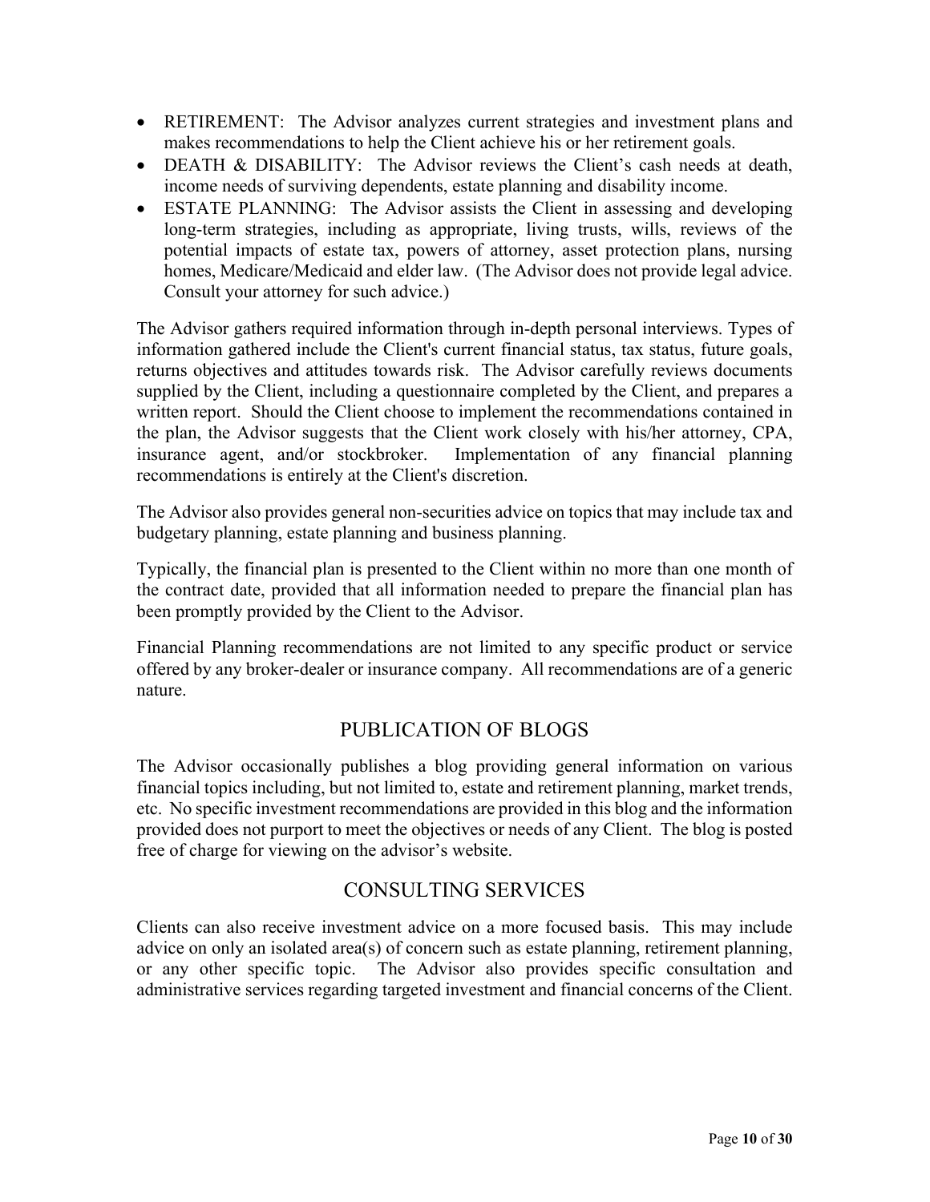- RETIREMENT: The Advisor analyzes current strategies and investment plans and makes recommendations to help the Client achieve his or her retirement goals.
- DEATH & DISABILITY: The Advisor reviews the Client's cash needs at death, income needs of surviving dependents, estate planning and disability income.
- ESTATE PLANNING: The Advisor assists the Client in assessing and developing long-term strategies, including as appropriate, living trusts, wills, reviews of the potential impacts of estate tax, powers of attorney, asset protection plans, nursing homes, Medicare/Medicaid and elder law. (The Advisor does not provide legal advice. Consult your attorney for such advice.)

The Advisor gathers required information through in-depth personal interviews. Types of information gathered include the Client's current financial status, tax status, future goals, returns objectives and attitudes towards risk. The Advisor carefully reviews documents supplied by the Client, including a questionnaire completed by the Client, and prepares a written report. Should the Client choose to implement the recommendations contained in the plan, the Advisor suggests that the Client work closely with his/her attorney, CPA, insurance agent, and/or stockbroker. Implementation of any financial planning recommendations is entirely at the Client's discretion.

The Advisor also provides general non-securities advice on topics that may include tax and budgetary planning, estate planning and business planning.

Typically, the financial plan is presented to the Client within no more than one month of the contract date, provided that all information needed to prepare the financial plan has been promptly provided by the Client to the Advisor.

Financial Planning recommendations are not limited to any specific product or service offered by any broker-dealer or insurance company. All recommendations are of a generic nature.

## PUBLICATION OF BLOGS

The Advisor occasionally publishes a blog providing general information on various financial topics including, but not limited to, estate and retirement planning, market trends, etc. No specific investment recommendations are provided in this blog and the information provided does not purport to meet the objectives or needs of any Client. The blog is posted free of charge for viewing on the advisor's website.

## CONSULTING SERVICES

Clients can also receive investment advice on a more focused basis. This may include advice on only an isolated area(s) of concern such as estate planning, retirement planning, or any other specific topic. The Advisor also provides specific consultation and administrative services regarding targeted investment and financial concerns of the Client.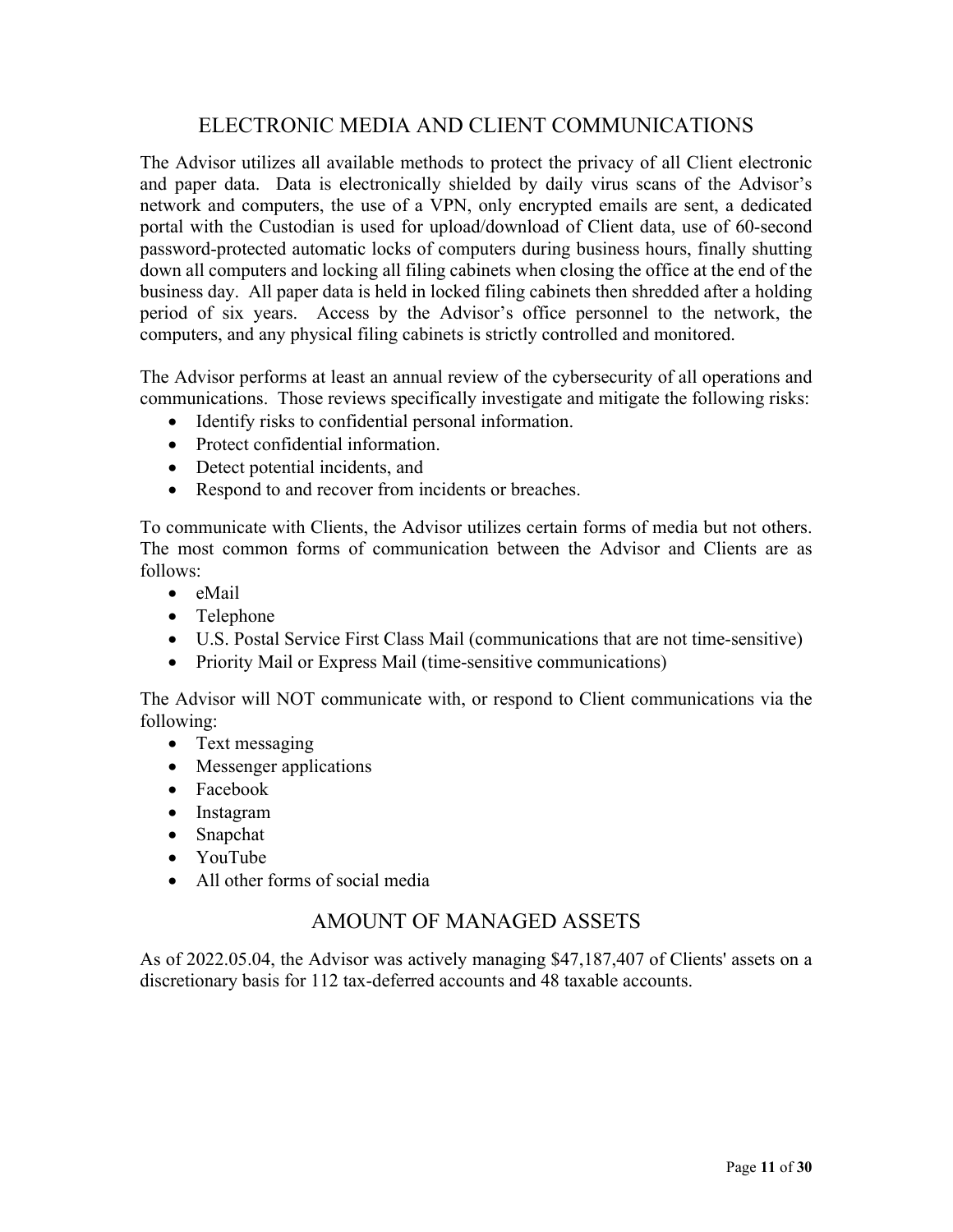## ELECTRONIC MEDIA AND CLIENT COMMUNICATIONS

The Advisor utilizes all available methods to protect the privacy of all Client electronic and paper data. Data is electronically shielded by daily virus scans of the Advisor's network and computers, the use of a VPN, only encrypted emails are sent, a dedicated portal with the Custodian is used for upload/download of Client data, use of 60-second password-protected automatic locks of computers during business hours, finally shutting down all computers and locking all filing cabinets when closing the office at the end of the business day. All paper data is held in locked filing cabinets then shredded after a holding period of six years. Access by the Advisor's office personnel to the network, the computers, and any physical filing cabinets is strictly controlled and monitored.

The Advisor performs at least an annual review of the cybersecurity of all operations and communications. Those reviews specifically investigate and mitigate the following risks:

- Identify risks to confidential personal information.
- Protect confidential information.
- Detect potential incidents, and
- Respond to and recover from incidents or breaches.

To communicate with Clients, the Advisor utilizes certain forms of media but not others. The most common forms of communication between the Advisor and Clients are as follows:

- eMail
- Telephone
- U.S. Postal Service First Class Mail (communications that are not time-sensitive)
- Priority Mail or Express Mail (time-sensitive communications)

The Advisor will NOT communicate with, or respond to Client communications via the following:

- Text messaging
- Messenger applications
- Facebook
- Instagram
- Snapchat
- YouTube
- All other forms of social media

## AMOUNT OF MANAGED ASSETS

As of 2022.05.04, the Advisor was actively managing $47,187,407 of Clients' assets on a discretionary basis for 112 tax-deferred accounts and 48 taxable accounts.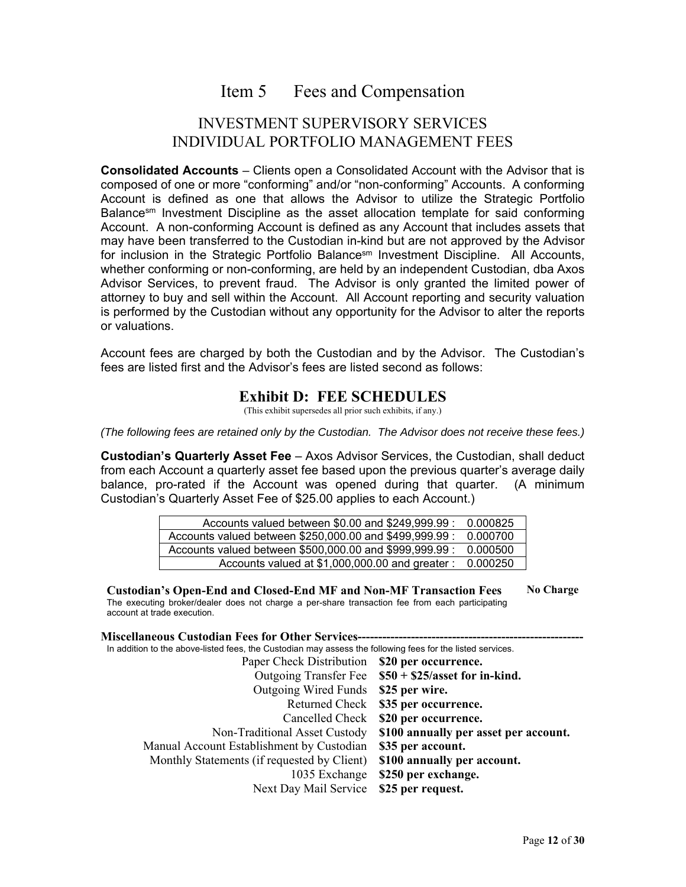# Item 5 Fees and Compensation

## INVESTMENT SUPERVISORY SERVICES INDIVIDUAL PORTFOLIO MANAGEMENT FEES

**Consolidated Accounts** – Clients open a Consolidated Account with the Advisor that is composed of one or more "conforming" and/or "non-conforming" Accounts. A conforming Account is defined as one that allows the Advisor to utilize the Strategic Portfolio Balance[sm] Investment Discipline as the asset allocation template for said conforming Account. A non-conforming Account is defined as any Account that includes assets that may have been transferred to the Custodian in-kind but are not approved by the Advisor for inclusion in the Strategic Portfolio Balance[sm] Investment Discipline. All Accounts, whether conforming or non-conforming, are held by an independent Custodian, dba Axos Advisor Services, to prevent fraud. The Advisor is only granted the limited power of attorney to buy and sell within the Account. All Account reporting and security valuation is performed by the Custodian without any opportunity for the Advisor to alter the reports or valuations.

Account fees are charged by both the Custodian and by the Advisor. The Custodian's fees are listed first and the Advisor's fees are listed second as follows:

## Exhibit D: FEE SCHEDULES

(This exhibit supersedes all prior such exhibits, if any.)

*(The following fees are retained only by the Custodian. The Advisor does not receive these fees.)*

**Custodian's Quarterly Asset Fee** – Axos Advisor Services, the Custodian, shall deduct from each Account a quarterly asset fee based upon the previous quarter's average daily balance, pro-rated if the Account was opened during that quarter. (A minimum Custodian's Quarterly Asset Fee of $25.00 applies to each Account.)

| Account Value | Rate |
|---|---|
| Accounts valued between $0.00 and $249,999.99 : | 0.000825 |
| Accounts valued between $250,000.00 and $499,999.99 : | 0.000700 |
| Accounts valued between $500,000.00 and $999,999.99 : | 0.000500 |
| Accounts valued at $1,000,000.00 and greater : | 0.000250 |

**Custodian's Open-End and Closed-End MF and Non-MF Transaction Fees** **No Charge**

The executing broker/dealer does not charge a per-share transaction fee from each participating account at trade execution.

**Miscellaneous Custodian Fees for Other Services**-------------------------------------------------------

In addition to the above-listed fees, the Custodian may assess the following fees for the listed services.

| Service | Fee |
|---|---|
| Paper Check Distribution | **$20 per occurrence.** |
| Outgoing Transfer Fee | **$50 + $25/asset for in-kind.** |
| Outgoing Wired Funds | **$25 per wire.** |
| Returned Check | **$35 per occurrence.** |
| Cancelled Check | **$20 per occurrence.** |
| Non-Traditional Asset Custody | **$100 annually per asset per account.** |
| Manual Account Establishment by Custodian | **$35 per account.** |
| Monthly Statements (if requested by Client) | **$100 annually per account.** |
| 1035 Exchange | **$250 per exchange.** |
| Next Day Mail Service | **$25 per request.** |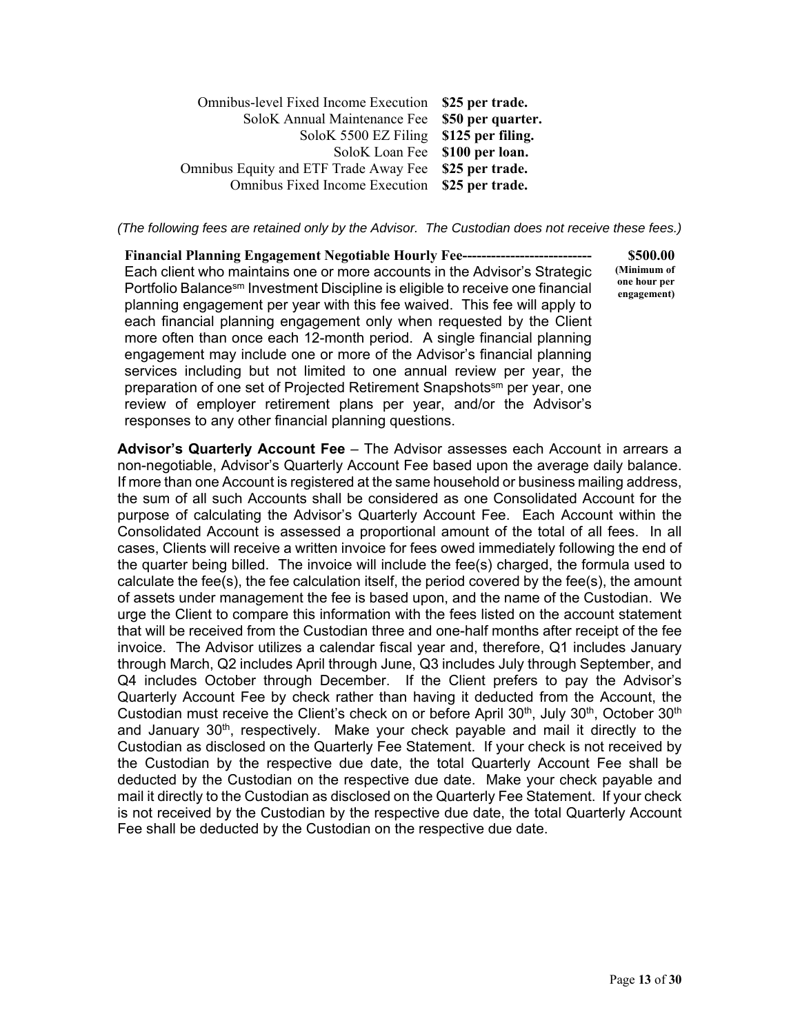| | |
|---|---|
| Omnibus-level Fixed Income Execution | **$25 per trade.** |
| SoloK Annual Maintenance Fee | **$50 per quarter.** |
| SoloK 5500 EZ Filing | **$125 per filing.** |
| SoloK Loan Fee | **$100 per loan.** |
| Omnibus Equity and ETF Trade Away Fee | **$25 per trade.** |
| Omnibus Fixed Income Execution | **$25 per trade.** |

*(The following fees are retained only by the Advisor. The Custodian does not receive these fees.)*

**Financial Planning Engagement Negotiable Hourly Fee---------------------------** **$500.00** **(Minimum of one hour per engagement)**
Each client who maintains one or more accounts in the Advisor's Strategic Portfolio Balance[sm] Investment Discipline is eligible to receive one financial planning engagement per year with this fee waived. This fee will apply to each financial planning engagement only when requested by the Client more often than once each 12-month period. A single financial planning engagement may include one or more of the Advisor's financial planning services including but not limited to one annual review per year, the preparation of one set of Projected Retirement Snapshots[sm] per year, one review of employer retirement plans per year, and/or the Advisor's responses to any other financial planning questions.

**Advisor's Quarterly Account Fee** – The Advisor assesses each Account in arrears a non-negotiable, Advisor's Quarterly Account Fee based upon the average daily balance. If more than one Account is registered at the same household or business mailing address, the sum of all such Accounts shall be considered as one Consolidated Account for the purpose of calculating the Advisor's Quarterly Account Fee. Each Account within the Consolidated Account is assessed a proportional amount of the total of all fees. In all cases, Clients will receive a written invoice for fees owed immediately following the end of the quarter being billed. The invoice will include the fee(s) charged, the formula used to calculate the fee(s), the fee calculation itself, the period covered by the fee(s), the amount of assets under management the fee is based upon, and the name of the Custodian. We urge the Client to compare this information with the fees listed on the account statement that will be received from the Custodian three and one-half months after receipt of the fee invoice. The Advisor utilizes a calendar fiscal year and, therefore, Q1 includes January through March, Q2 includes April through June, Q3 includes July through September, and Q4 includes October through December. If the Client prefers to pay the Advisor's Quarterly Account Fee by check rather than having it deducted from the Account, the Custodian must receive the Client's check on or before April 30th, July 30th, October 30th and January 30th, respectively. Make your check payable and mail it directly to the Custodian as disclosed on the Quarterly Fee Statement. If your check is not received by the Custodian by the respective due date, the total Quarterly Account Fee shall be deducted by the Custodian on the respective due date. Make your check payable and mail it directly to the Custodian as disclosed on the Quarterly Fee Statement. If your check is not received by the Custodian by the respective due date, the total Quarterly Account Fee shall be deducted by the Custodian on the respective due date.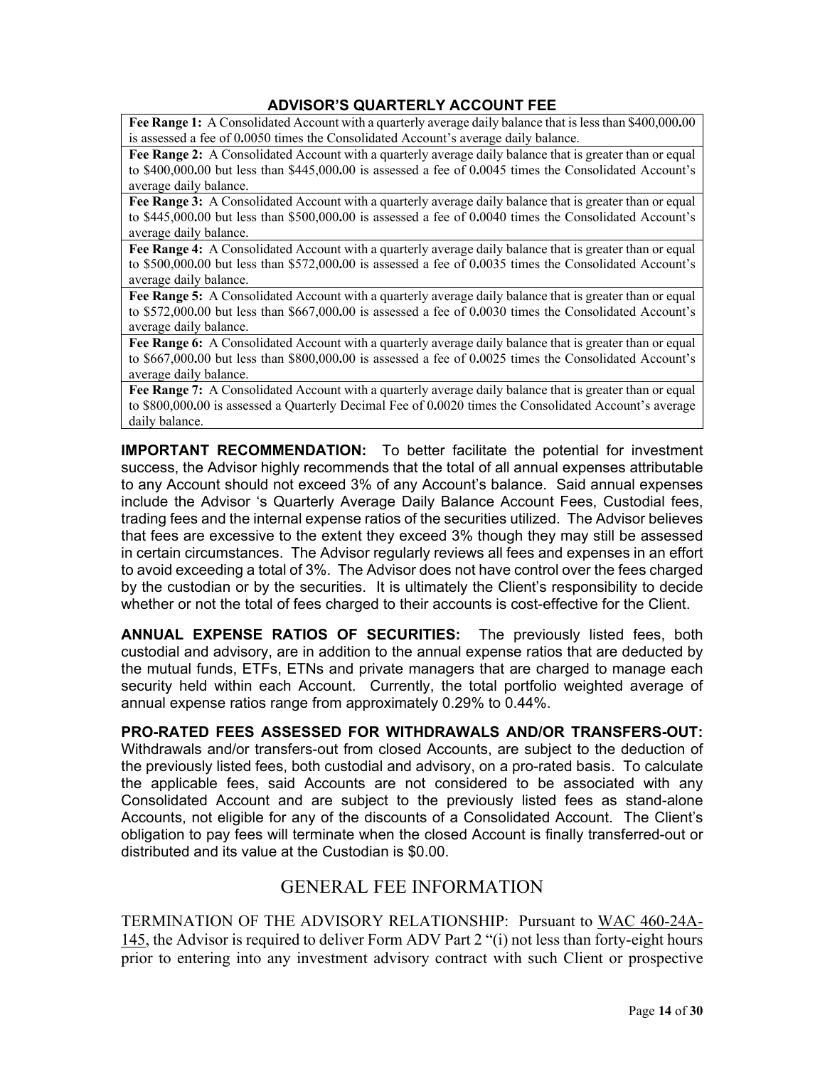### ADVISOR'S QUARTERLY ACCOUNT FEE

| |
|---|
| **Fee Range 1:** A Consolidated Account with a quarterly average daily balance that is less than $400,000.00 is assessed a fee of 0.0050 times the Consolidated Account's average daily balance. |
| **Fee Range 2:** A Consolidated Account with a quarterly average daily balance that is greater than or equal to $400,000.00 but less than $445,000.00 is assessed a fee of 0.0045 times the Consolidated Account's average daily balance. |
| **Fee Range 3:** A Consolidated Account with a quarterly average daily balance that is greater than or equal to $445,000.00 but less than $500,000.00 is assessed a fee of 0.0040 times the Consolidated Account's average daily balance. |
| **Fee Range 4:** A Consolidated Account with a quarterly average daily balance that is greater than or equal to $500,000.00 but less than $572,000.00 is assessed a fee of 0.0035 times the Consolidated Account's average daily balance. |
| **Fee Range 5:** A Consolidated Account with a quarterly average daily balance that is greater than or equal to $572,000.00 but less than $667,000.00 is assessed a fee of 0.0030 times the Consolidated Account's average daily balance. |
| **Fee Range 6:** A Consolidated Account with a quarterly average daily balance that is greater than or equal to $667,000.00 but less than $800,000.00 is assessed a fee of 0.0025 times the Consolidated Account's average daily balance. |
| **Fee Range 7:** A Consolidated Account with a quarterly average daily balance that is greater than or equal to $800,000.00 is assessed a Quarterly Decimal Fee of 0.0020 times the Consolidated Account's average daily balance. |

**IMPORTANT RECOMMENDATION:** To better facilitate the potential for investment success, the Advisor highly recommends that the total of all annual expenses attributable to any Account should not exceed 3% of any Account's balance. Said annual expenses include the Advisor 's Quarterly Average Daily Balance Account Fees, Custodial fees, trading fees and the internal expense ratios of the securities utilized. The Advisor believes that fees are excessive to the extent they exceed 3% though they may still be assessed in certain circumstances. The Advisor regularly reviews all fees and expenses in an effort to avoid exceeding a total of 3%. The Advisor does not have control over the fees charged by the custodian or by the securities. It is ultimately the Client's responsibility to decide whether or not the total of fees charged to their accounts is cost-effective for the Client.

**ANNUAL EXPENSE RATIOS OF SECURITIES:** The previously listed fees, both custodial and advisory, are in addition to the annual expense ratios that are deducted by the mutual funds, ETFs, ETNs and private managers that are charged to manage each security held within each Account. Currently, the total portfolio weighted average of annual expense ratios range from approximately 0.29% to 0.44%.

**PRO-RATED FEES ASSESSED FOR WITHDRAWALS AND/OR TRANSFERS-OUT:** Withdrawals and/or transfers-out from closed Accounts, are subject to the deduction of the previously listed fees, both custodial and advisory, on a pro-rated basis. To calculate the applicable fees, said Accounts are not considered to be associated with any Consolidated Account and are subject to the previously listed fees as stand-alone Accounts, not eligible for any of the discounts of a Consolidated Account. The Client's obligation to pay fees will terminate when the closed Account is finally transferred-out or distributed and its value at the Custodian is $0.00.

## GENERAL FEE INFORMATION

TERMINATION OF THE ADVISORY RELATIONSHIP: Pursuant to WAC 460-24A-145, the Advisor is required to deliver Form ADV Part 2 "(i) not less than forty-eight hours prior to entering into any investment advisory contract with such Client or prospective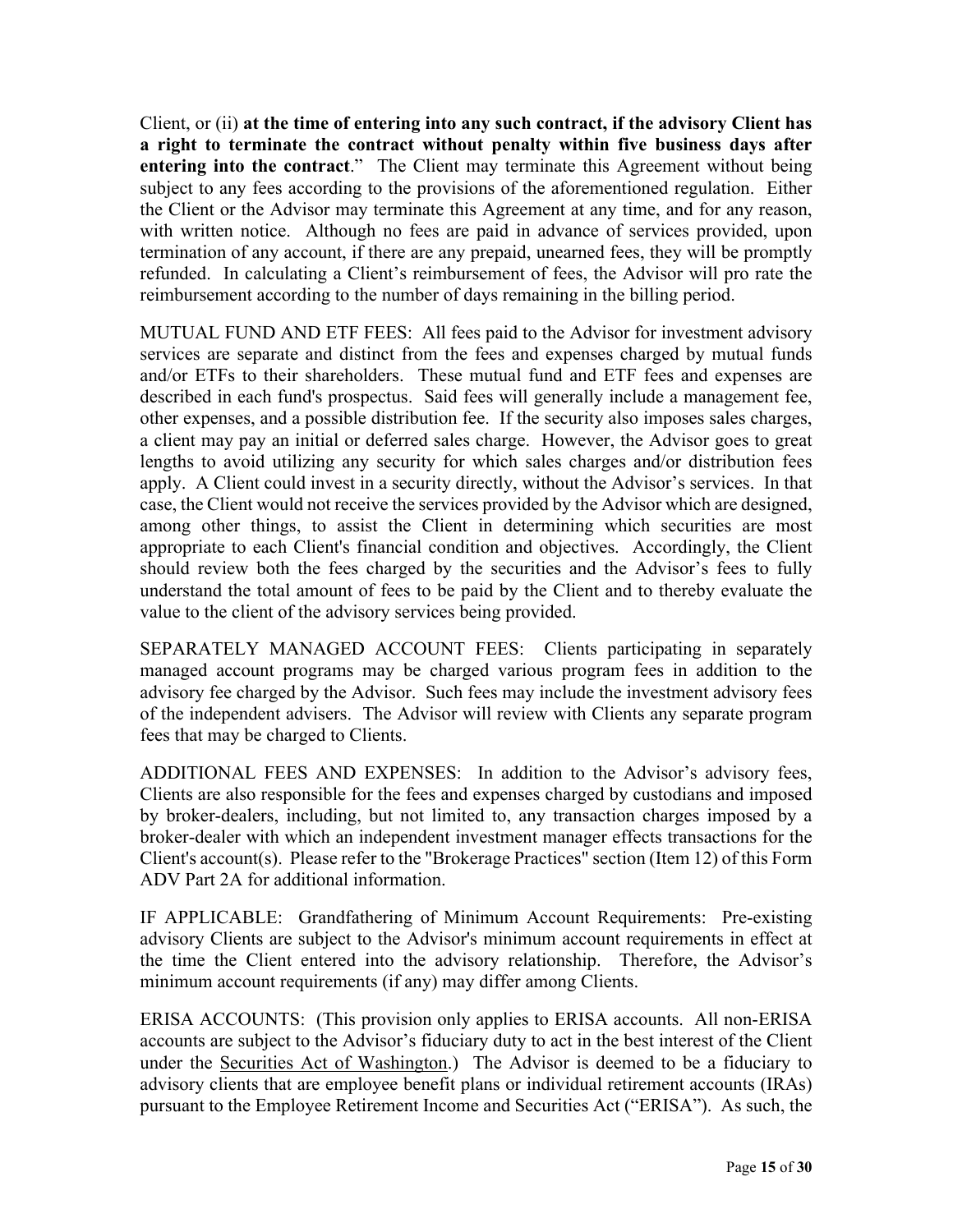Client, or (ii) **at the time of entering into any such contract, if the advisory Client has a right to terminate the contract without penalty within five business days after entering into the contract**." The Client may terminate this Agreement without being subject to any fees according to the provisions of the aforementioned regulation. Either the Client or the Advisor may terminate this Agreement at any time, and for any reason, with written notice. Although no fees are paid in advance of services provided, upon termination of any account, if there are any prepaid, unearned fees, they will be promptly refunded. In calculating a Client's reimbursement of fees, the Advisor will pro rate the reimbursement according to the number of days remaining in the billing period.

MUTUAL FUND AND ETF FEES: All fees paid to the Advisor for investment advisory services are separate and distinct from the fees and expenses charged by mutual funds and/or ETFs to their shareholders. These mutual fund and ETF fees and expenses are described in each fund's prospectus. Said fees will generally include a management fee, other expenses, and a possible distribution fee. If the security also imposes sales charges, a client may pay an initial or deferred sales charge. However, the Advisor goes to great lengths to avoid utilizing any security for which sales charges and/or distribution fees apply. A Client could invest in a security directly, without the Advisor's services. In that case, the Client would not receive the services provided by the Advisor which are designed, among other things, to assist the Client in determining which securities are most appropriate to each Client's financial condition and objectives. Accordingly, the Client should review both the fees charged by the securities and the Advisor's fees to fully understand the total amount of fees to be paid by the Client and to thereby evaluate the value to the client of the advisory services being provided.

SEPARATELY MANAGED ACCOUNT FEES: Clients participating in separately managed account programs may be charged various program fees in addition to the advisory fee charged by the Advisor. Such fees may include the investment advisory fees of the independent advisers. The Advisor will review with Clients any separate program fees that may be charged to Clients.

ADDITIONAL FEES AND EXPENSES: In addition to the Advisor's advisory fees, Clients are also responsible for the fees and expenses charged by custodians and imposed by broker-dealers, including, but not limited to, any transaction charges imposed by a broker-dealer with which an independent investment manager effects transactions for the Client's account(s). Please refer to the "Brokerage Practices" section (Item 12) of this Form ADV Part 2A for additional information.

IF APPLICABLE: Grandfathering of Minimum Account Requirements: Pre-existing advisory Clients are subject to the Advisor's minimum account requirements in effect at the time the Client entered into the advisory relationship. Therefore, the Advisor's minimum account requirements (if any) may differ among Clients.

ERISA ACCOUNTS: (This provision only applies to ERISA accounts. All non-ERISA accounts are subject to the Advisor's fiduciary duty to act in the best interest of the Client under the <u>Securities Act of Washington</u>.) The Advisor is deemed to be a fiduciary to advisory clients that are employee benefit plans or individual retirement accounts (IRAs) pursuant to the Employee Retirement Income and Securities Act ("ERISA"). As such, the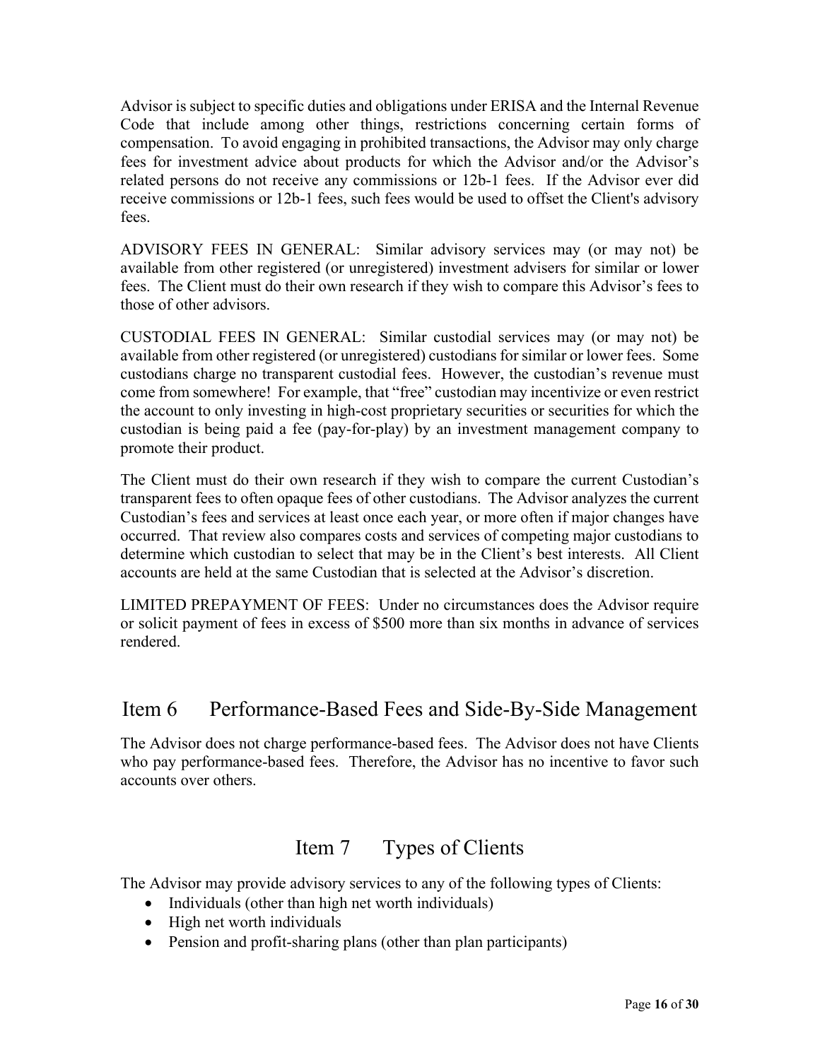Advisor is subject to specific duties and obligations under ERISA and the Internal Revenue Code that include among other things, restrictions concerning certain forms of compensation. To avoid engaging in prohibited transactions, the Advisor may only charge fees for investment advice about products for which the Advisor and/or the Advisor's related persons do not receive any commissions or 12b-1 fees. If the Advisor ever did receive commissions or 12b-1 fees, such fees would be used to offset the Client's advisory fees.

ADVISORY FEES IN GENERAL: Similar advisory services may (or may not) be available from other registered (or unregistered) investment advisers for similar or lower fees. The Client must do their own research if they wish to compare this Advisor's fees to those of other advisors.

CUSTODIAL FEES IN GENERAL: Similar custodial services may (or may not) be available from other registered (or unregistered) custodians for similar or lower fees. Some custodians charge no transparent custodial fees. However, the custodian's revenue must come from somewhere! For example, that "free" custodian may incentivize or even restrict the account to only investing in high-cost proprietary securities or securities for which the custodian is being paid a fee (pay-for-play) by an investment management company to promote their product.

The Client must do their own research if they wish to compare the current Custodian's transparent fees to often opaque fees of other custodians. The Advisor analyzes the current Custodian's fees and services at least once each year, or more often if major changes have occurred. That review also compares costs and services of competing major custodians to determine which custodian to select that may be in the Client's best interests. All Client accounts are held at the same Custodian that is selected at the Advisor's discretion.

LIMITED PREPAYMENT OF FEES: Under no circumstances does the Advisor require or solicit payment of fees in excess of $500 more than six months in advance of services rendered.

## Item 6 Performance-Based Fees and Side-By-Side Management

The Advisor does not charge performance-based fees. The Advisor does not have Clients who pay performance-based fees. Therefore, the Advisor has no incentive to favor such accounts over others.

## Item 7 Types of Clients

The Advisor may provide advisory services to any of the following types of Clients:

- Individuals (other than high net worth individuals)
- High net worth individuals
- Pension and profit-sharing plans (other than plan participants)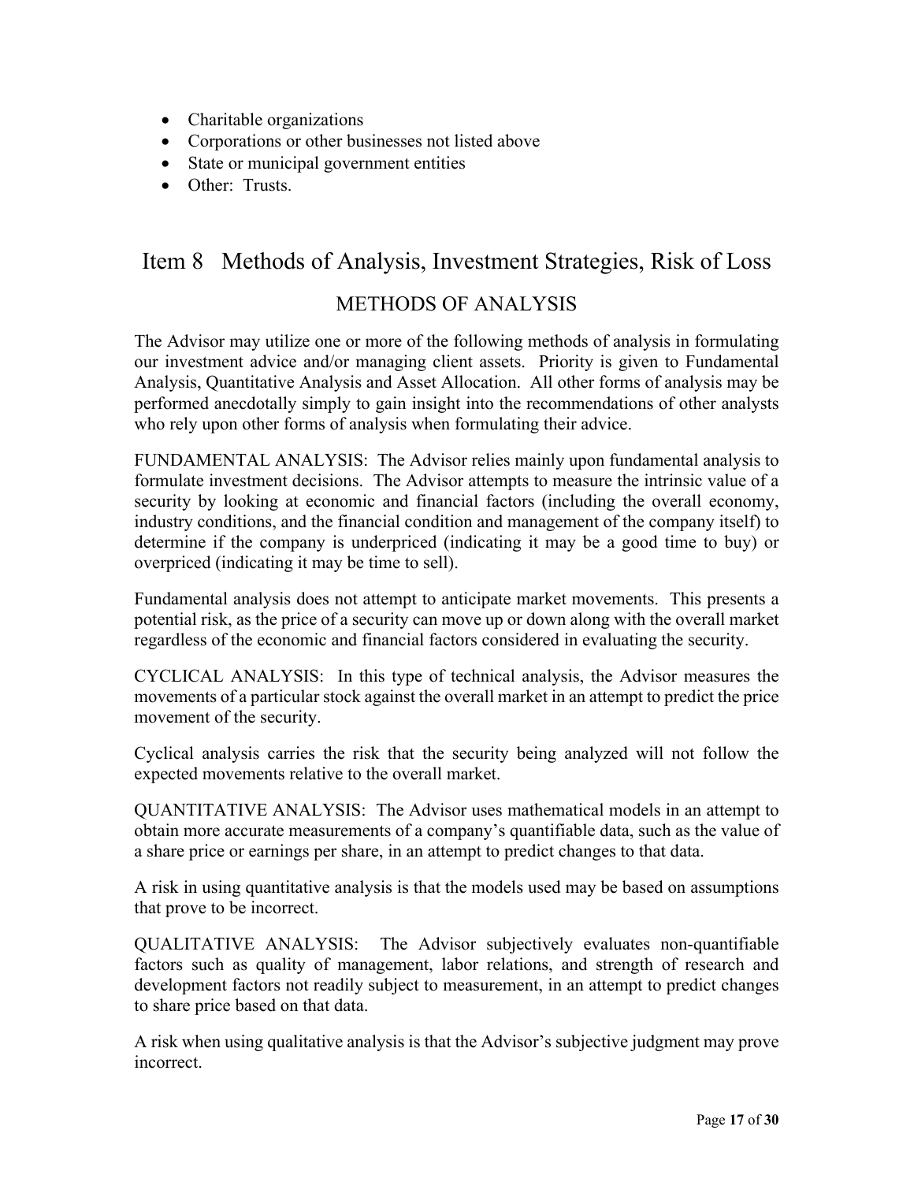- Charitable organizations
- Corporations or other businesses not listed above
- State or municipal government entities
- Other: Trusts.

# Item 8 Methods of Analysis, Investment Strategies, Risk of Loss

## METHODS OF ANALYSIS

The Advisor may utilize one or more of the following methods of analysis in formulating our investment advice and/or managing client assets. Priority is given to Fundamental Analysis, Quantitative Analysis and Asset Allocation. All other forms of analysis may be performed anecdotally simply to gain insight into the recommendations of other analysts who rely upon other forms of analysis when formulating their advice.

FUNDAMENTAL ANALYSIS: The Advisor relies mainly upon fundamental analysis to formulate investment decisions. The Advisor attempts to measure the intrinsic value of a security by looking at economic and financial factors (including the overall economy, industry conditions, and the financial condition and management of the company itself) to determine if the company is underpriced (indicating it may be a good time to buy) or overpriced (indicating it may be time to sell).

Fundamental analysis does not attempt to anticipate market movements. This presents a potential risk, as the price of a security can move up or down along with the overall market regardless of the economic and financial factors considered in evaluating the security.

CYCLICAL ANALYSIS: In this type of technical analysis, the Advisor measures the movements of a particular stock against the overall market in an attempt to predict the price movement of the security.

Cyclical analysis carries the risk that the security being analyzed will not follow the expected movements relative to the overall market.

QUANTITATIVE ANALYSIS: The Advisor uses mathematical models in an attempt to obtain more accurate measurements of a company's quantifiable data, such as the value of a share price or earnings per share, in an attempt to predict changes to that data.

A risk in using quantitative analysis is that the models used may be based on assumptions that prove to be incorrect.

QUALITATIVE ANALYSIS: The Advisor subjectively evaluates non-quantifiable factors such as quality of management, labor relations, and strength of research and development factors not readily subject to measurement, in an attempt to predict changes to share price based on that data.

A risk when using qualitative analysis is that the Advisor's subjective judgment may prove incorrect.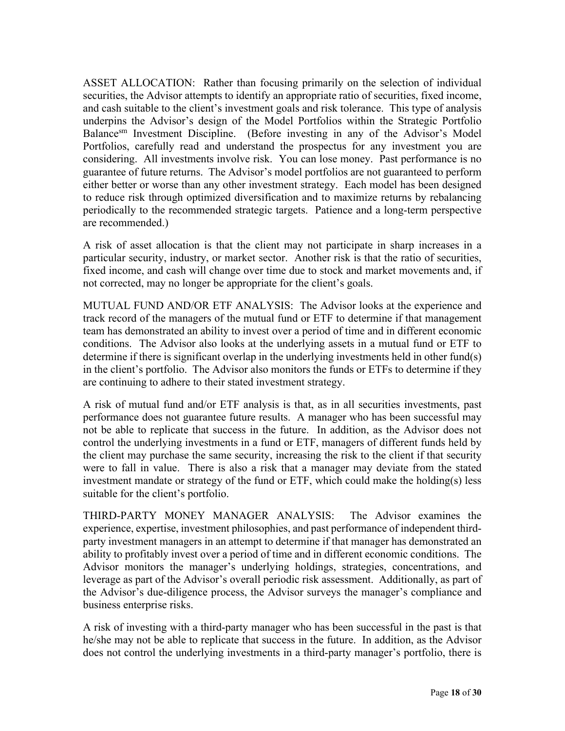ASSET ALLOCATION: Rather than focusing primarily on the selection of individual securities, the Advisor attempts to identify an appropriate ratio of securities, fixed income, and cash suitable to the client's investment goals and risk tolerance. This type of analysis underpins the Advisor's design of the Model Portfolios within the Strategic Portfolio Balance[sm] Investment Discipline. (Before investing in any of the Advisor's Model Portfolios, carefully read and understand the prospectus for any investment you are considering. All investments involve risk. You can lose money. Past performance is no guarantee of future returns. The Advisor's model portfolios are not guaranteed to perform either better or worse than any other investment strategy. Each model has been designed to reduce risk through optimized diversification and to maximize returns by rebalancing periodically to the recommended strategic targets. Patience and a long-term perspective are recommended.)

A risk of asset allocation is that the client may not participate in sharp increases in a particular security, industry, or market sector. Another risk is that the ratio of securities, fixed income, and cash will change over time due to stock and market movements and, if not corrected, may no longer be appropriate for the client's goals.

MUTUAL FUND AND/OR ETF ANALYSIS: The Advisor looks at the experience and track record of the managers of the mutual fund or ETF to determine if that management team has demonstrated an ability to invest over a period of time and in different economic conditions. The Advisor also looks at the underlying assets in a mutual fund or ETF to determine if there is significant overlap in the underlying investments held in other fund(s) in the client's portfolio. The Advisor also monitors the funds or ETFs to determine if they are continuing to adhere to their stated investment strategy.

A risk of mutual fund and/or ETF analysis is that, as in all securities investments, past performance does not guarantee future results. A manager who has been successful may not be able to replicate that success in the future. In addition, as the Advisor does not control the underlying investments in a fund or ETF, managers of different funds held by the client may purchase the same security, increasing the risk to the client if that security were to fall in value. There is also a risk that a manager may deviate from the stated investment mandate or strategy of the fund or ETF, which could make the holding(s) less suitable for the client's portfolio.

THIRD-PARTY MONEY MANAGER ANALYSIS: The Advisor examines the experience, expertise, investment philosophies, and past performance of independent third-party investment managers in an attempt to determine if that manager has demonstrated an ability to profitably invest over a period of time and in different economic conditions. The Advisor monitors the manager's underlying holdings, strategies, concentrations, and leverage as part of the Advisor's overall periodic risk assessment. Additionally, as part of the Advisor's due-diligence process, the Advisor surveys the manager's compliance and business enterprise risks.

A risk of investing with a third-party manager who has been successful in the past is that he/she may not be able to replicate that success in the future. In addition, as the Advisor does not control the underlying investments in a third-party manager's portfolio, there is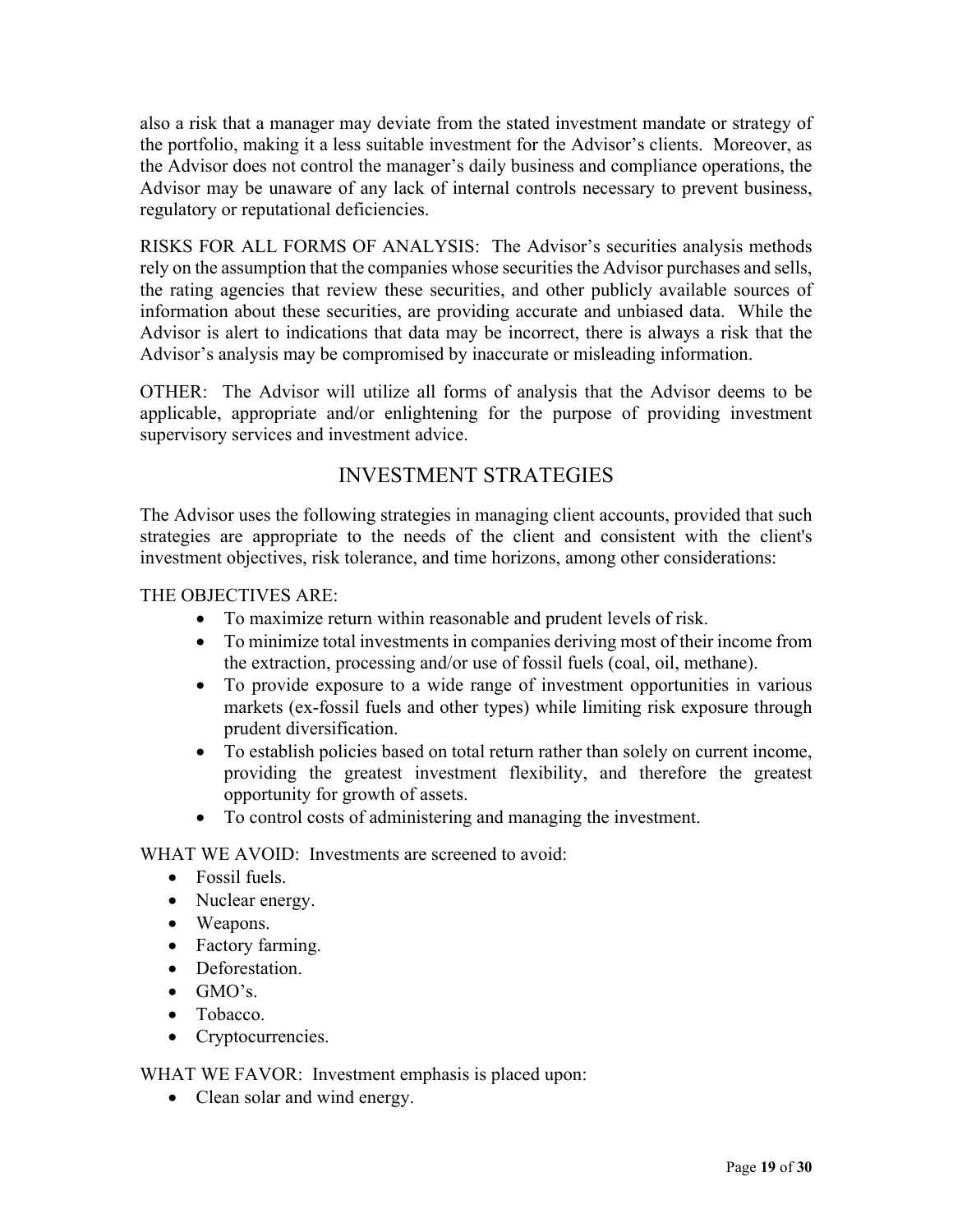also a risk that a manager may deviate from the stated investment mandate or strategy of the portfolio, making it a less suitable investment for the Advisor's clients. Moreover, as the Advisor does not control the manager's daily business and compliance operations, the Advisor may be unaware of any lack of internal controls necessary to prevent business, regulatory or reputational deficiencies.

RISKS FOR ALL FORMS OF ANALYSIS: The Advisor's securities analysis methods rely on the assumption that the companies whose securities the Advisor purchases and sells, the rating agencies that review these securities, and other publicly available sources of information about these securities, are providing accurate and unbiased data. While the Advisor is alert to indications that data may be incorrect, there is always a risk that the Advisor's analysis may be compromised by inaccurate or misleading information.

OTHER: The Advisor will utilize all forms of analysis that the Advisor deems to be applicable, appropriate and/or enlightening for the purpose of providing investment supervisory services and investment advice.

## INVESTMENT STRATEGIES

The Advisor uses the following strategies in managing client accounts, provided that such strategies are appropriate to the needs of the client and consistent with the client's investment objectives, risk tolerance, and time horizons, among other considerations:

THE OBJECTIVES ARE:

- To maximize return within reasonable and prudent levels of risk.
- To minimize total investments in companies deriving most of their income from the extraction, processing and/or use of fossil fuels (coal, oil, methane).
- To provide exposure to a wide range of investment opportunities in various markets (ex-fossil fuels and other types) while limiting risk exposure through prudent diversification.
- To establish policies based on total return rather than solely on current income, providing the greatest investment flexibility, and therefore the greatest opportunity for growth of assets.
- To control costs of administering and managing the investment.

WHAT WE AVOID: Investments are screened to avoid:

- Fossil fuels.
- Nuclear energy.
- Weapons.
- Factory farming.
- Deforestation.
- GMO's.
- Tobacco.
- Cryptocurrencies.

WHAT WE FAVOR: Investment emphasis is placed upon:

- Clean solar and wind energy.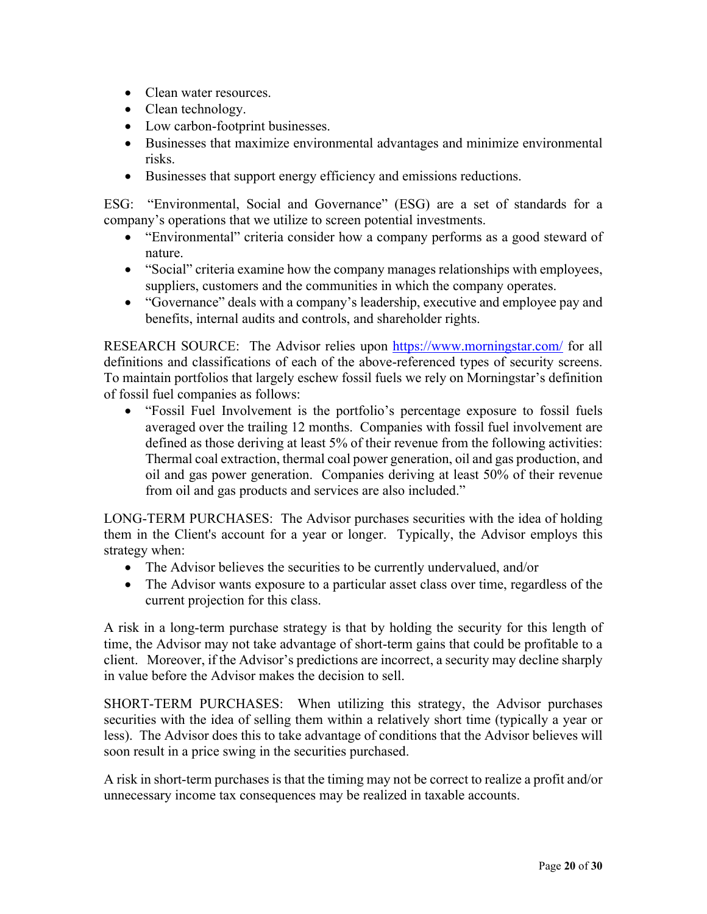- Clean water resources.
- Clean technology.
- Low carbon-footprint businesses.
- Businesses that maximize environmental advantages and minimize environmental risks.
- Businesses that support energy efficiency and emissions reductions.

ESG: "Environmental, Social and Governance" (ESG) are a set of standards for a company's operations that we utilize to screen potential investments.

- "Environmental" criteria consider how a company performs as a good steward of nature.
- "Social" criteria examine how the company manages relationships with employees, suppliers, customers and the communities in which the company operates.
- "Governance" deals with a company's leadership, executive and employee pay and benefits, internal audits and controls, and shareholder rights.

RESEARCH SOURCE: The Advisor relies upon [https://www.morningstar.com/](https://www.morningstar.com/) for all definitions and classifications of each of the above-referenced types of security screens. To maintain portfolios that largely eschew fossil fuels we rely on Morningstar's definition of fossil fuel companies as follows:

- "Fossil Fuel Involvement is the portfolio's percentage exposure to fossil fuels averaged over the trailing 12 months. Companies with fossil fuel involvement are defined as those deriving at least 5% of their revenue from the following activities: Thermal coal extraction, thermal coal power generation, oil and gas production, and oil and gas power generation. Companies deriving at least 50% of their revenue from oil and gas products and services are also included."

LONG-TERM PURCHASES: The Advisor purchases securities with the idea of holding them in the Client's account for a year or longer. Typically, the Advisor employs this strategy when:

- The Advisor believes the securities to be currently undervalued, and/or
- The Advisor wants exposure to a particular asset class over time, regardless of the current projection for this class.

A risk in a long-term purchase strategy is that by holding the security for this length of time, the Advisor may not take advantage of short-term gains that could be profitable to a client. Moreover, if the Advisor's predictions are incorrect, a security may decline sharply in value before the Advisor makes the decision to sell.

SHORT-TERM PURCHASES: When utilizing this strategy, the Advisor purchases securities with the idea of selling them within a relatively short time (typically a year or less). The Advisor does this to take advantage of conditions that the Advisor believes will soon result in a price swing in the securities purchased.

A risk in short-term purchases is that the timing may not be correct to realize a profit and/or unnecessary income tax consequences may be realized in taxable accounts.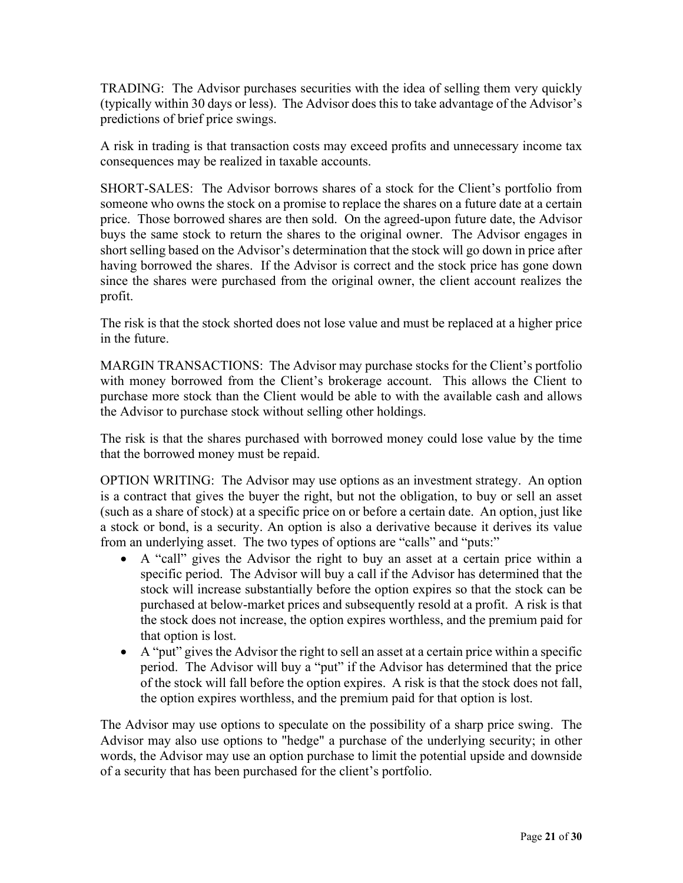TRADING: The Advisor purchases securities with the idea of selling them very quickly (typically within 30 days or less). The Advisor does this to take advantage of the Advisor's predictions of brief price swings.

A risk in trading is that transaction costs may exceed profits and unnecessary income tax consequences may be realized in taxable accounts.

SHORT-SALES: The Advisor borrows shares of a stock for the Client's portfolio from someone who owns the stock on a promise to replace the shares on a future date at a certain price. Those borrowed shares are then sold. On the agreed-upon future date, the Advisor buys the same stock to return the shares to the original owner. The Advisor engages in short selling based on the Advisor's determination that the stock will go down in price after having borrowed the shares. If the Advisor is correct and the stock price has gone down since the shares were purchased from the original owner, the client account realizes the profit.

The risk is that the stock shorted does not lose value and must be replaced at a higher price in the future.

MARGIN TRANSACTIONS: The Advisor may purchase stocks for the Client's portfolio with money borrowed from the Client's brokerage account. This allows the Client to purchase more stock than the Client would be able to with the available cash and allows the Advisor to purchase stock without selling other holdings.

The risk is that the shares purchased with borrowed money could lose value by the time that the borrowed money must be repaid.

OPTION WRITING: The Advisor may use options as an investment strategy. An option is a contract that gives the buyer the right, but not the obligation, to buy or sell an asset (such as a share of stock) at a specific price on or before a certain date. An option, just like a stock or bond, is a security. An option is also a derivative because it derives its value from an underlying asset. The two types of options are "calls" and "puts:"

- A "call" gives the Advisor the right to buy an asset at a certain price within a specific period. The Advisor will buy a call if the Advisor has determined that the stock will increase substantially before the option expires so that the stock can be purchased at below-market prices and subsequently resold at a profit. A risk is that the stock does not increase, the option expires worthless, and the premium paid for that option is lost.
- A "put" gives the Advisor the right to sell an asset at a certain price within a specific period. The Advisor will buy a "put" if the Advisor has determined that the price of the stock will fall before the option expires. A risk is that the stock does not fall, the option expires worthless, and the premium paid for that option is lost.

The Advisor may use options to speculate on the possibility of a sharp price swing. The Advisor may also use options to "hedge" a purchase of the underlying security; in other words, the Advisor may use an option purchase to limit the potential upside and downside of a security that has been purchased for the client's portfolio.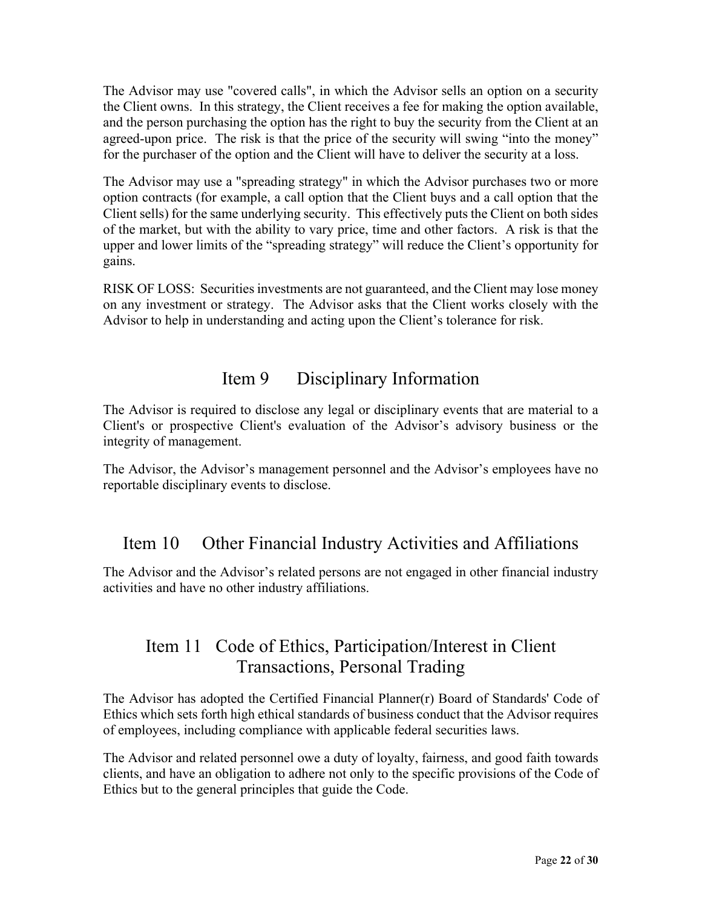The Advisor may use "covered calls", in which the Advisor sells an option on a security the Client owns. In this strategy, the Client receives a fee for making the option available, and the person purchasing the option has the right to buy the security from the Client at an agreed-upon price. The risk is that the price of the security will swing “into the money” for the purchaser of the option and the Client will have to deliver the security at a loss.

The Advisor may use a "spreading strategy" in which the Advisor purchases two or more option contracts (for example, a call option that the Client buys and a call option that the Client sells) for the same underlying security. This effectively puts the Client on both sides of the market, but with the ability to vary price, time and other factors. A risk is that the upper and lower limits of the “spreading strategy” will reduce the Client’s opportunity for gains.

RISK OF LOSS: Securities investments are not guaranteed, and the Client may lose money on any investment or strategy. The Advisor asks that the Client works closely with the Advisor to help in understanding and acting upon the Client’s tolerance for risk.

## Item 9 Disciplinary Information

The Advisor is required to disclose any legal or disciplinary events that are material to a Client's or prospective Client's evaluation of the Advisor’s advisory business or the integrity of management.

The Advisor, the Advisor’s management personnel and the Advisor’s employees have no reportable disciplinary events to disclose.

## Item 10 Other Financial Industry Activities and Affiliations

The Advisor and the Advisor’s related persons are not engaged in other financial industry activities and have no other industry affiliations.

## Item 11 Code of Ethics, Participation/Interest in Client Transactions, Personal Trading

The Advisor has adopted the Certified Financial Planner(r) Board of Standards' Code of Ethics which sets forth high ethical standards of business conduct that the Advisor requires of employees, including compliance with applicable federal securities laws.

The Advisor and related personnel owe a duty of loyalty, fairness, and good faith towards clients, and have an obligation to adhere not only to the specific provisions of the Code of Ethics but to the general principles that guide the Code.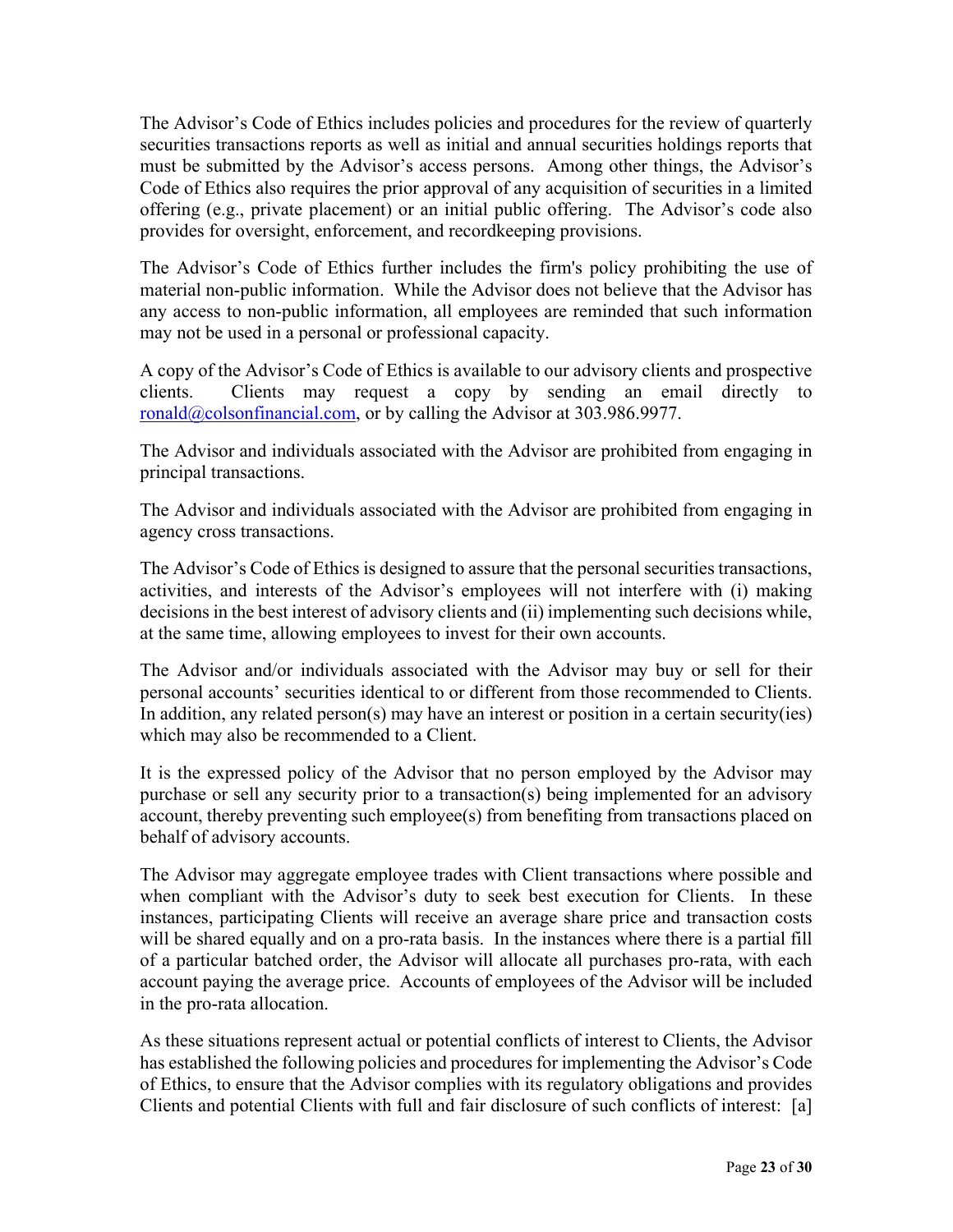The Advisor's Code of Ethics includes policies and procedures for the review of quarterly securities transactions reports as well as initial and annual securities holdings reports that must be submitted by the Advisor's access persons. Among other things, the Advisor's Code of Ethics also requires the prior approval of any acquisition of securities in a limited offering (e.g., private placement) or an initial public offering. The Advisor's code also provides for oversight, enforcement, and recordkeeping provisions.

The Advisor's Code of Ethics further includes the firm's policy prohibiting the use of material non-public information. While the Advisor does not believe that the Advisor has any access to non-public information, all employees are reminded that such information may not be used in a personal or professional capacity.

A copy of the Advisor's Code of Ethics is available to our advisory clients and prospective clients. Clients may request a copy by sending an email directly to ronald@colsonfinancial.com, or by calling the Advisor at 303.986.9977.

The Advisor and individuals associated with the Advisor are prohibited from engaging in principal transactions.

The Advisor and individuals associated with the Advisor are prohibited from engaging in agency cross transactions.

The Advisor's Code of Ethics is designed to assure that the personal securities transactions, activities, and interests of the Advisor's employees will not interfere with (i) making decisions in the best interest of advisory clients and (ii) implementing such decisions while, at the same time, allowing employees to invest for their own accounts.

The Advisor and/or individuals associated with the Advisor may buy or sell for their personal accounts' securities identical to or different from those recommended to Clients. In addition, any related person(s) may have an interest or position in a certain security(ies) which may also be recommended to a Client.

It is the expressed policy of the Advisor that no person employed by the Advisor may purchase or sell any security prior to a transaction(s) being implemented for an advisory account, thereby preventing such employee(s) from benefiting from transactions placed on behalf of advisory accounts.

The Advisor may aggregate employee trades with Client transactions where possible and when compliant with the Advisor's duty to seek best execution for Clients. In these instances, participating Clients will receive an average share price and transaction costs will be shared equally and on a pro-rata basis. In the instances where there is a partial fill of a particular batched order, the Advisor will allocate all purchases pro-rata, with each account paying the average price. Accounts of employees of the Advisor will be included in the pro-rata allocation.

As these situations represent actual or potential conflicts of interest to Clients, the Advisor has established the following policies and procedures for implementing the Advisor's Code of Ethics, to ensure that the Advisor complies with its regulatory obligations and provides Clients and potential Clients with full and fair disclosure of such conflicts of interest: [a]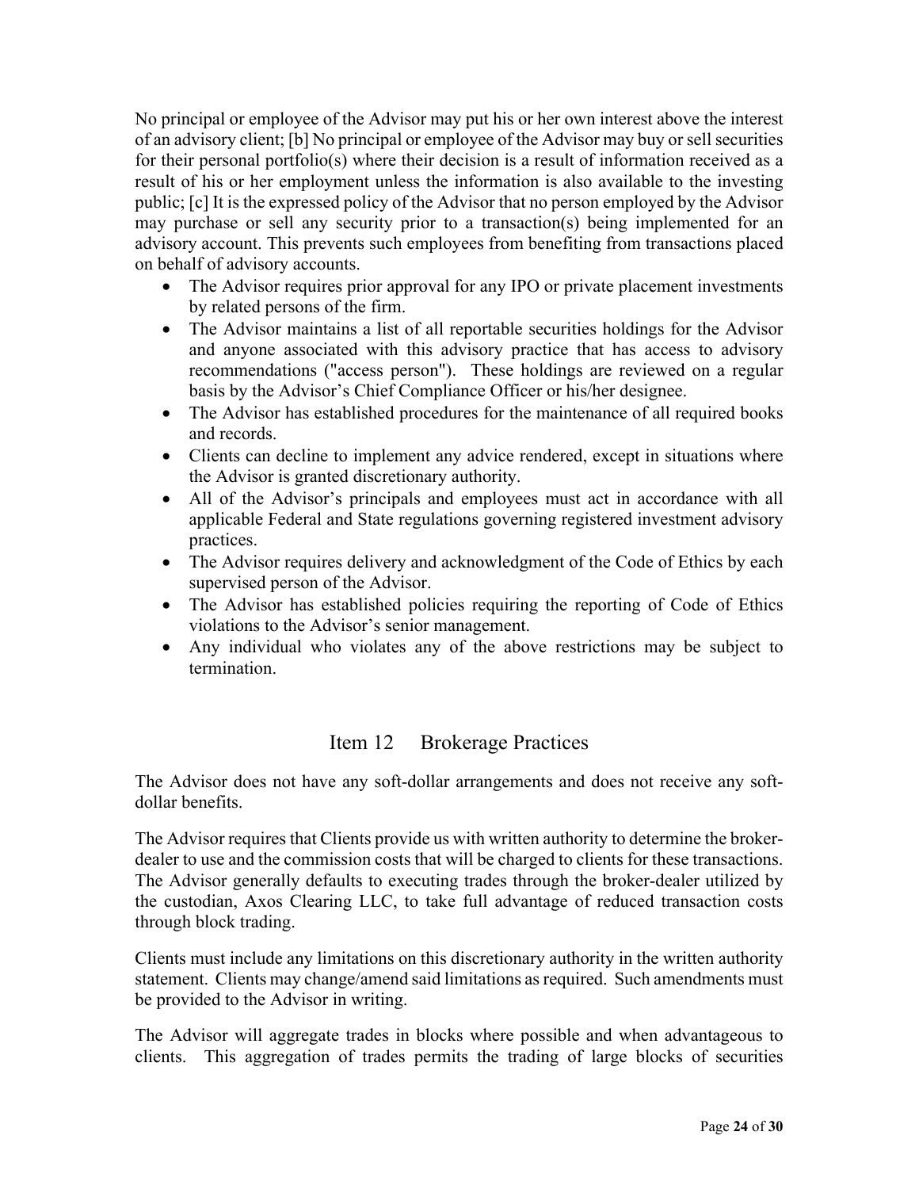No principal or employee of the Advisor may put his or her own interest above the interest of an advisory client; [b] No principal or employee of the Advisor may buy or sell securities for their personal portfolio(s) where their decision is a result of information received as a result of his or her employment unless the information is also available to the investing public; [c] It is the expressed policy of the Advisor that no person employed by the Advisor may purchase or sell any security prior to a transaction(s) being implemented for an advisory account. This prevents such employees from benefiting from transactions placed on behalf of advisory accounts.

- The Advisor requires prior approval for any IPO or private placement investments by related persons of the firm.
- The Advisor maintains a list of all reportable securities holdings for the Advisor and anyone associated with this advisory practice that has access to advisory recommendations ("access person"). These holdings are reviewed on a regular basis by the Advisor's Chief Compliance Officer or his/her designee.
- The Advisor has established procedures for the maintenance of all required books and records.
- Clients can decline to implement any advice rendered, except in situations where the Advisor is granted discretionary authority.
- All of the Advisor's principals and employees must act in accordance with all applicable Federal and State regulations governing registered investment advisory practices.
- The Advisor requires delivery and acknowledgment of the Code of Ethics by each supervised person of the Advisor.
- The Advisor has established policies requiring the reporting of Code of Ethics violations to the Advisor's senior management.
- Any individual who violates any of the above restrictions may be subject to termination.

## Item 12 Brokerage Practices

The Advisor does not have any soft-dollar arrangements and does not receive any soft-dollar benefits.

The Advisor requires that Clients provide us with written authority to determine the broker-dealer to use and the commission costs that will be charged to clients for these transactions. The Advisor generally defaults to executing trades through the broker-dealer utilized by the custodian, Axos Clearing LLC, to take full advantage of reduced transaction costs through block trading.

Clients must include any limitations on this discretionary authority in the written authority statement. Clients may change/amend said limitations as required. Such amendments must be provided to the Advisor in writing.

The Advisor will aggregate trades in blocks where possible and when advantageous to clients. This aggregation of trades permits the trading of large blocks of securities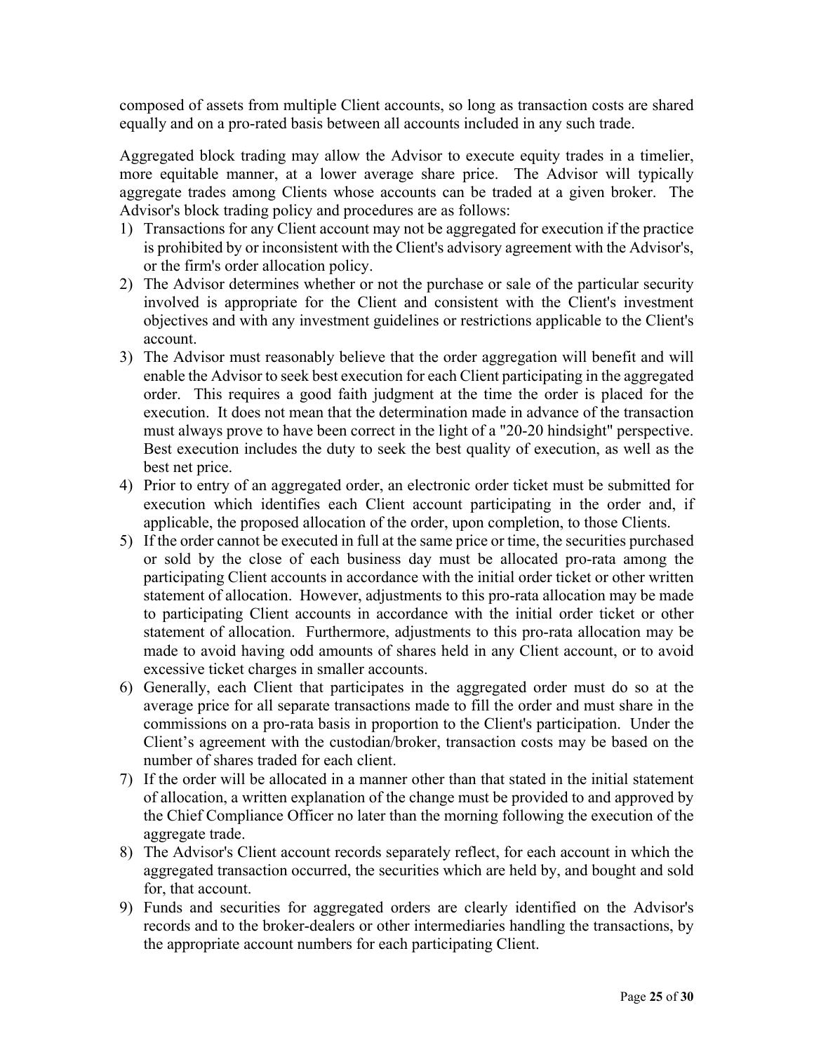composed of assets from multiple Client accounts, so long as transaction costs are shared equally and on a pro-rated basis between all accounts included in any such trade.

Aggregated block trading may allow the Advisor to execute equity trades in a timelier, more equitable manner, at a lower average share price. The Advisor will typically aggregate trades among Clients whose accounts can be traded at a given broker. The Advisor's block trading policy and procedures are as follows:

1) Transactions for any Client account may not be aggregated for execution if the practice is prohibited by or inconsistent with the Client's advisory agreement with the Advisor's, or the firm's order allocation policy.
2) The Advisor determines whether or not the purchase or sale of the particular security involved is appropriate for the Client and consistent with the Client's investment objectives and with any investment guidelines or restrictions applicable to the Client's account.
3) The Advisor must reasonably believe that the order aggregation will benefit and will enable the Advisor to seek best execution for each Client participating in the aggregated order. This requires a good faith judgment at the time the order is placed for the execution. It does not mean that the determination made in advance of the transaction must always prove to have been correct in the light of a "20-20 hindsight" perspective. Best execution includes the duty to seek the best quality of execution, as well as the best net price.
4) Prior to entry of an aggregated order, an electronic order ticket must be submitted for execution which identifies each Client account participating in the order and, if applicable, the proposed allocation of the order, upon completion, to those Clients.
5) If the order cannot be executed in full at the same price or time, the securities purchased or sold by the close of each business day must be allocated pro-rata among the participating Client accounts in accordance with the initial order ticket or other written statement of allocation. However, adjustments to this pro-rata allocation may be made to participating Client accounts in accordance with the initial order ticket or other statement of allocation. Furthermore, adjustments to this pro-rata allocation may be made to avoid having odd amounts of shares held in any Client account, or to avoid excessive ticket charges in smaller accounts.
6) Generally, each Client that participates in the aggregated order must do so at the average price for all separate transactions made to fill the order and must share in the commissions on a pro-rata basis in proportion to the Client's participation. Under the Client's agreement with the custodian/broker, transaction costs may be based on the number of shares traded for each client.
7) If the order will be allocated in a manner other than that stated in the initial statement of allocation, a written explanation of the change must be provided to and approved by the Chief Compliance Officer no later than the morning following the execution of the aggregate trade.
8) The Advisor's Client account records separately reflect, for each account in which the aggregated transaction occurred, the securities which are held by, and bought and sold for, that account.
9) Funds and securities for aggregated orders are clearly identified on the Advisor's records and to the broker-dealers or other intermediaries handling the transactions, by the appropriate account numbers for each participating Client.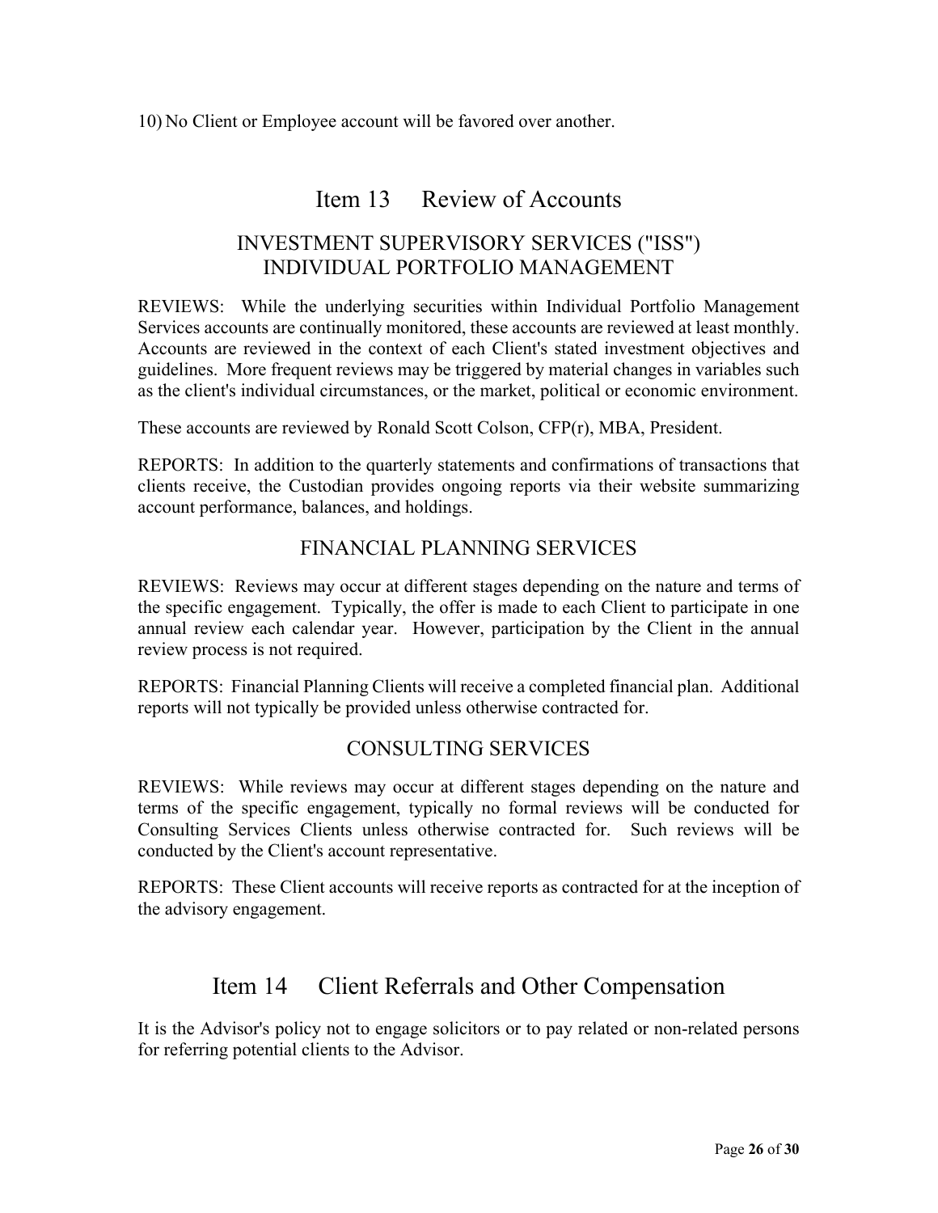10) No Client or Employee account will be favored over another.

# Item 13 Review of Accounts

## INVESTMENT SUPERVISORY SERVICES ("ISS") INDIVIDUAL PORTFOLIO MANAGEMENT

REVIEWS: While the underlying securities within Individual Portfolio Management Services accounts are continually monitored, these accounts are reviewed at least monthly. Accounts are reviewed in the context of each Client's stated investment objectives and guidelines. More frequent reviews may be triggered by material changes in variables such as the client's individual circumstances, or the market, political or economic environment.

These accounts are reviewed by Ronald Scott Colson, CFP(r), MBA, President.

REPORTS: In addition to the quarterly statements and confirmations of transactions that clients receive, the Custodian provides ongoing reports via their website summarizing account performance, balances, and holdings.

## FINANCIAL PLANNING SERVICES

REVIEWS: Reviews may occur at different stages depending on the nature and terms of the specific engagement. Typically, the offer is made to each Client to participate in one annual review each calendar year. However, participation by the Client in the annual review process is not required.

REPORTS: Financial Planning Clients will receive a completed financial plan. Additional reports will not typically be provided unless otherwise contracted for.

## CONSULTING SERVICES

REVIEWS: While reviews may occur at different stages depending on the nature and terms of the specific engagement, typically no formal reviews will be conducted for Consulting Services Clients unless otherwise contracted for. Such reviews will be conducted by the Client's account representative.

REPORTS: These Client accounts will receive reports as contracted for at the inception of the advisory engagement.

# Item 14 Client Referrals and Other Compensation

It is the Advisor's policy not to engage solicitors or to pay related or non-related persons for referring potential clients to the Advisor.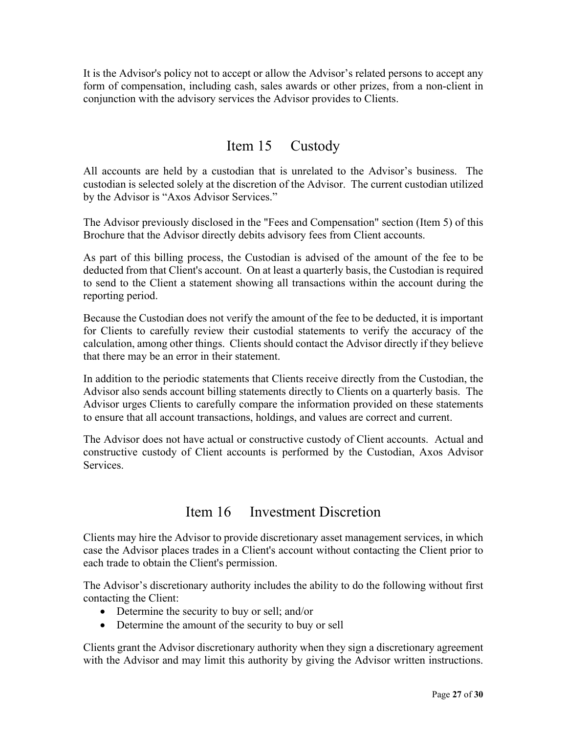It is the Advisor's policy not to accept or allow the Advisor's related persons to accept any form of compensation, including cash, sales awards or other prizes, from a non-client in conjunction with the advisory services the Advisor provides to Clients.

## Item 15 Custody

All accounts are held by a custodian that is unrelated to the Advisor's business. The custodian is selected solely at the discretion of the Advisor. The current custodian utilized by the Advisor is "Axos Advisor Services."

The Advisor previously disclosed in the "Fees and Compensation" section (Item 5) of this Brochure that the Advisor directly debits advisory fees from Client accounts.

As part of this billing process, the Custodian is advised of the amount of the fee to be deducted from that Client's account. On at least a quarterly basis, the Custodian is required to send to the Client a statement showing all transactions within the account during the reporting period.

Because the Custodian does not verify the amount of the fee to be deducted, it is important for Clients to carefully review their custodial statements to verify the accuracy of the calculation, among other things. Clients should contact the Advisor directly if they believe that there may be an error in their statement.

In addition to the periodic statements that Clients receive directly from the Custodian, the Advisor also sends account billing statements directly to Clients on a quarterly basis. The Advisor urges Clients to carefully compare the information provided on these statements to ensure that all account transactions, holdings, and values are correct and current.

The Advisor does not have actual or constructive custody of Client accounts. Actual and constructive custody of Client accounts is performed by the Custodian, Axos Advisor Services.

## Item 16 Investment Discretion

Clients may hire the Advisor to provide discretionary asset management services, in which case the Advisor places trades in a Client's account without contacting the Client prior to each trade to obtain the Client's permission.

The Advisor's discretionary authority includes the ability to do the following without first contacting the Client:

- Determine the security to buy or sell; and/or
- Determine the amount of the security to buy or sell

Clients grant the Advisor discretionary authority when they sign a discretionary agreement with the Advisor and may limit this authority by giving the Advisor written instructions.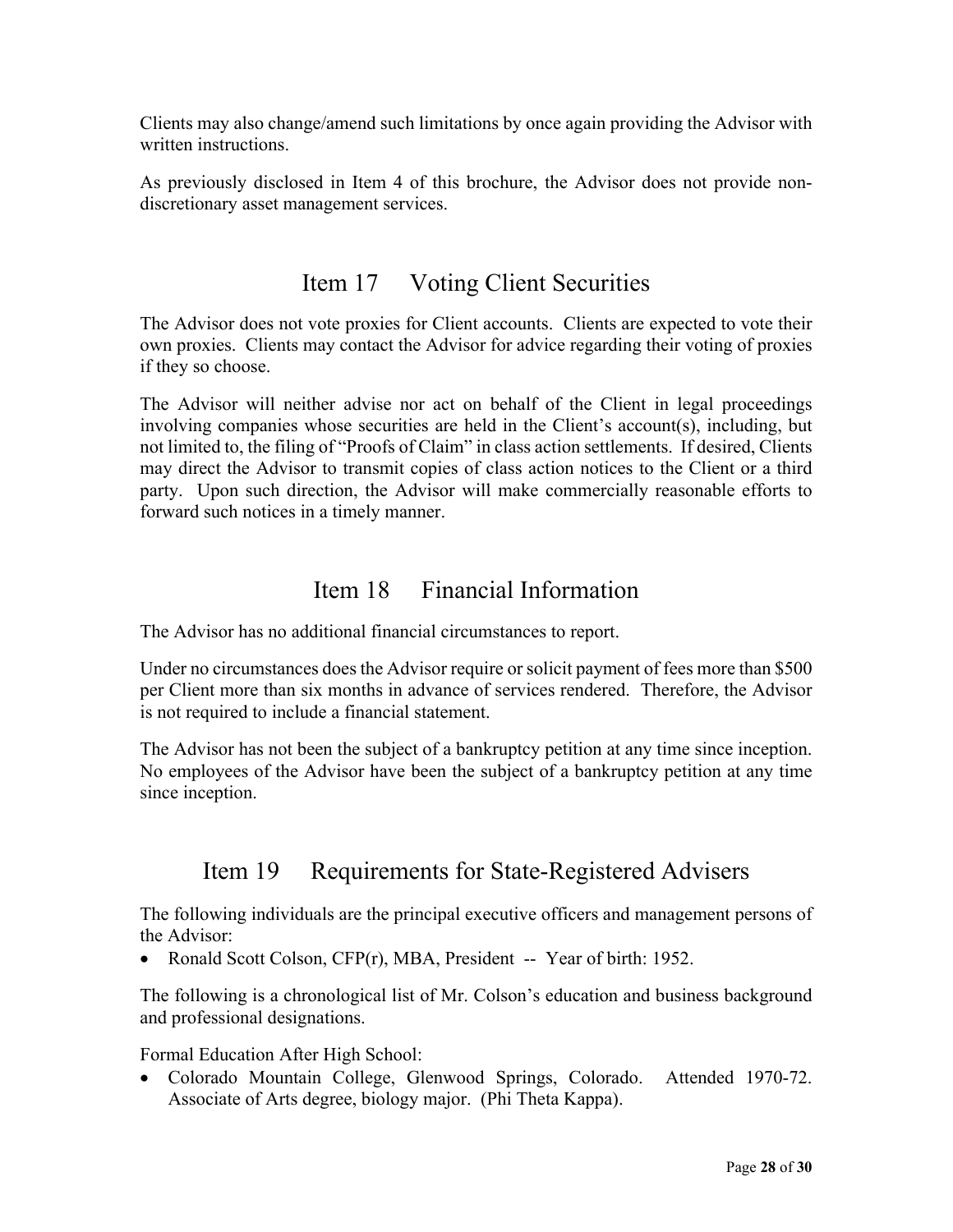Clients may also change/amend such limitations by once again providing the Advisor with written instructions.

As previously disclosed in Item 4 of this brochure, the Advisor does not provide non-discretionary asset management services.

## Item 17 Voting Client Securities

The Advisor does not vote proxies for Client accounts. Clients are expected to vote their own proxies. Clients may contact the Advisor for advice regarding their voting of proxies if they so choose.

The Advisor will neither advise nor act on behalf of the Client in legal proceedings involving companies whose securities are held in the Client's account(s), including, but not limited to, the filing of "Proofs of Claim" in class action settlements. If desired, Clients may direct the Advisor to transmit copies of class action notices to the Client or a third party. Upon such direction, the Advisor will make commercially reasonable efforts to forward such notices in a timely manner.

## Item 18 Financial Information

The Advisor has no additional financial circumstances to report.

Under no circumstances does the Advisor require or solicit payment of fees more than $500 per Client more than six months in advance of services rendered. Therefore, the Advisor is not required to include a financial statement.

The Advisor has not been the subject of a bankruptcy petition at any time since inception. No employees of the Advisor have been the subject of a bankruptcy petition at any time since inception.

## Item 19 Requirements for State-Registered Advisers

The following individuals are the principal executive officers and management persons of the Advisor:

- Ronald Scott Colson, CFP(r), MBA, President -- Year of birth: 1952.

The following is a chronological list of Mr. Colson's education and business background and professional designations.

Formal Education After High School:

- Colorado Mountain College, Glenwood Springs, Colorado. Attended 1970-72. Associate of Arts degree, biology major. (Phi Theta Kappa).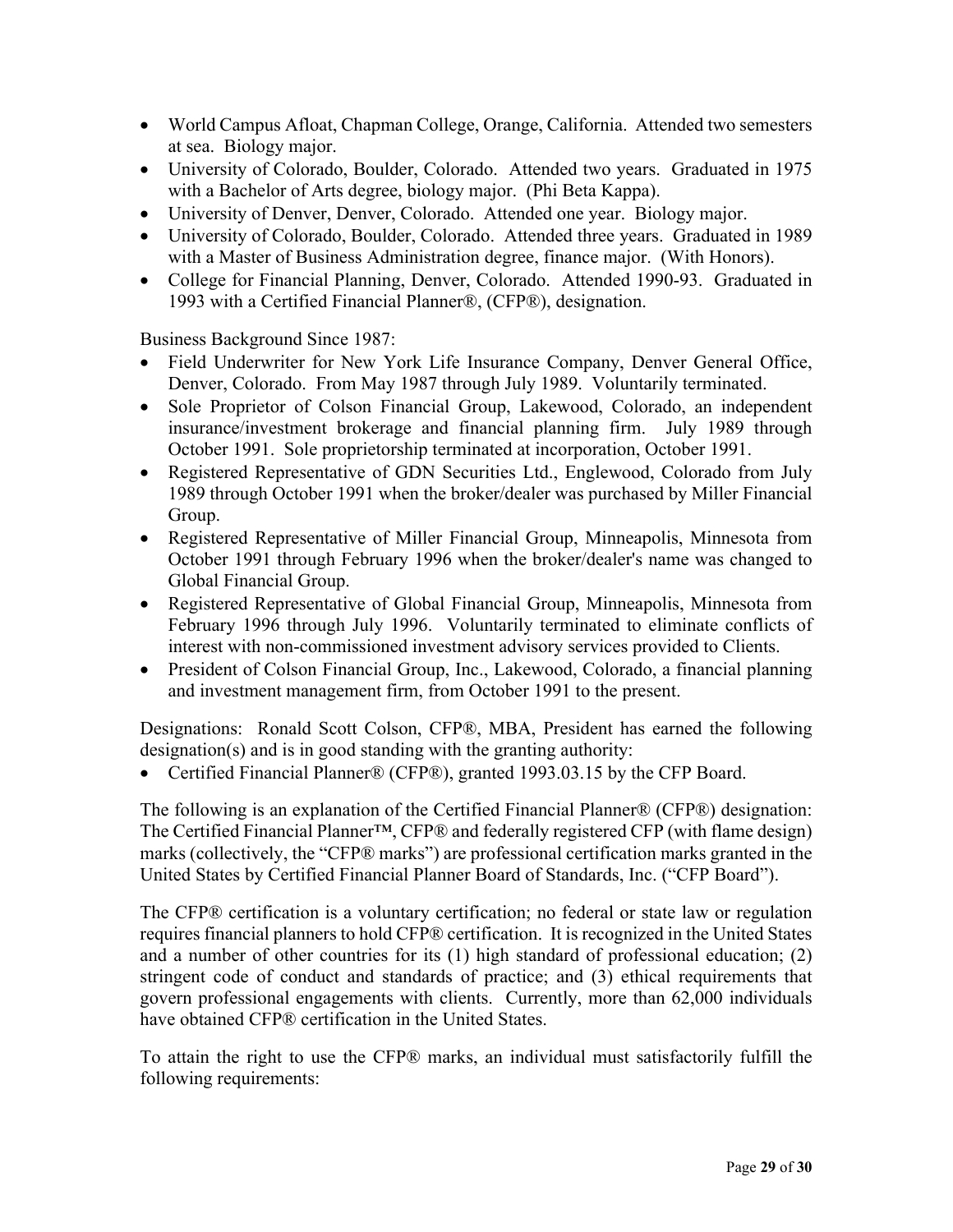- World Campus Afloat, Chapman College, Orange, California. Attended two semesters at sea. Biology major.
- University of Colorado, Boulder, Colorado. Attended two years. Graduated in 1975 with a Bachelor of Arts degree, biology major. (Phi Beta Kappa).
- University of Denver, Denver, Colorado. Attended one year. Biology major.
- University of Colorado, Boulder, Colorado. Attended three years. Graduated in 1989 with a Master of Business Administration degree, finance major. (With Honors).
- College for Financial Planning, Denver, Colorado. Attended 1990-93. Graduated in 1993 with a Certified Financial Planner®, (CFP®), designation.

Business Background Since 1987:

- Field Underwriter for New York Life Insurance Company, Denver General Office, Denver, Colorado. From May 1987 through July 1989. Voluntarily terminated.
- Sole Proprietor of Colson Financial Group, Lakewood, Colorado, an independent insurance/investment brokerage and financial planning firm. July 1989 through October 1991. Sole proprietorship terminated at incorporation, October 1991.
- Registered Representative of GDN Securities Ltd., Englewood, Colorado from July 1989 through October 1991 when the broker/dealer was purchased by Miller Financial Group.
- Registered Representative of Miller Financial Group, Minneapolis, Minnesota from October 1991 through February 1996 when the broker/dealer's name was changed to Global Financial Group.
- Registered Representative of Global Financial Group, Minneapolis, Minnesota from February 1996 through July 1996. Voluntarily terminated to eliminate conflicts of interest with non-commissioned investment advisory services provided to Clients.
- President of Colson Financial Group, Inc., Lakewood, Colorado, a financial planning and investment management firm, from October 1991 to the present.

Designations: Ronald Scott Colson, CFP®, MBA, President has earned the following designation(s) and is in good standing with the granting authority:

- Certified Financial Planner® (CFP®), granted 1993.03.15 by the CFP Board.

The following is an explanation of the Certified Financial Planner® (CFP®) designation: The Certified Financial Planner™, CFP® and federally registered CFP (with flame design) marks (collectively, the "CFP® marks") are professional certification marks granted in the United States by Certified Financial Planner Board of Standards, Inc. ("CFP Board").

The CFP® certification is a voluntary certification; no federal or state law or regulation requires financial planners to hold CFP® certification. It is recognized in the United States and a number of other countries for its (1) high standard of professional education; (2) stringent code of conduct and standards of practice; and (3) ethical requirements that govern professional engagements with clients. Currently, more than 62,000 individuals have obtained CFP® certification in the United States.

To attain the right to use the CFP® marks, an individual must satisfactorily fulfill the following requirements: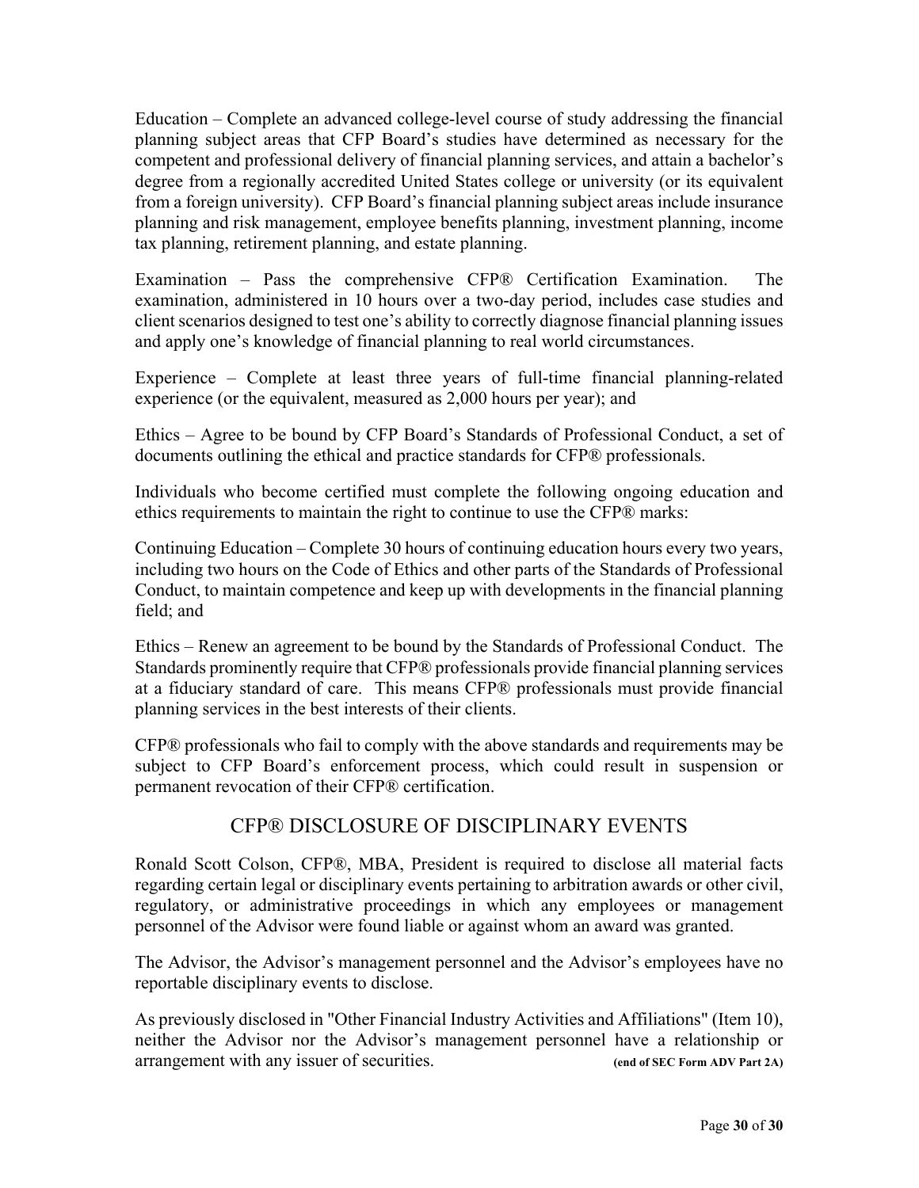Education – Complete an advanced college-level course of study addressing the financial planning subject areas that CFP Board's studies have determined as necessary for the competent and professional delivery of financial planning services, and attain a bachelor's degree from a regionally accredited United States college or university (or its equivalent from a foreign university). CFP Board's financial planning subject areas include insurance planning and risk management, employee benefits planning, investment planning, income tax planning, retirement planning, and estate planning.

Examination – Pass the comprehensive CFP® Certification Examination. The examination, administered in 10 hours over a two-day period, includes case studies and client scenarios designed to test one's ability to correctly diagnose financial planning issues and apply one's knowledge of financial planning to real world circumstances.

Experience – Complete at least three years of full-time financial planning-related experience (or the equivalent, measured as 2,000 hours per year); and

Ethics – Agree to be bound by CFP Board's Standards of Professional Conduct, a set of documents outlining the ethical and practice standards for CFP® professionals.

Individuals who become certified must complete the following ongoing education and ethics requirements to maintain the right to continue to use the CFP® marks:

Continuing Education – Complete 30 hours of continuing education hours every two years, including two hours on the Code of Ethics and other parts of the Standards of Professional Conduct, to maintain competence and keep up with developments in the financial planning field; and

Ethics – Renew an agreement to be bound by the Standards of Professional Conduct. The Standards prominently require that CFP® professionals provide financial planning services at a fiduciary standard of care. This means CFP® professionals must provide financial planning services in the best interests of their clients.

CFP® professionals who fail to comply with the above standards and requirements may be subject to CFP Board's enforcement process, which could result in suspension or permanent revocation of their CFP® certification.

## CFP® DISCLOSURE OF DISCIPLINARY EVENTS

Ronald Scott Colson, CFP®, MBA, President is required to disclose all material facts regarding certain legal or disciplinary events pertaining to arbitration awards or other civil, regulatory, or administrative proceedings in which any employees or management personnel of the Advisor were found liable or against whom an award was granted.

The Advisor, the Advisor's management personnel and the Advisor's employees have no reportable disciplinary events to disclose.

As previously disclosed in "Other Financial Industry Activities and Affiliations" (Item 10), neither the Advisor nor the Advisor's management personnel have a relationship or arrangement with any issuer of securities. **(end of SEC Form ADV Part 2A)**